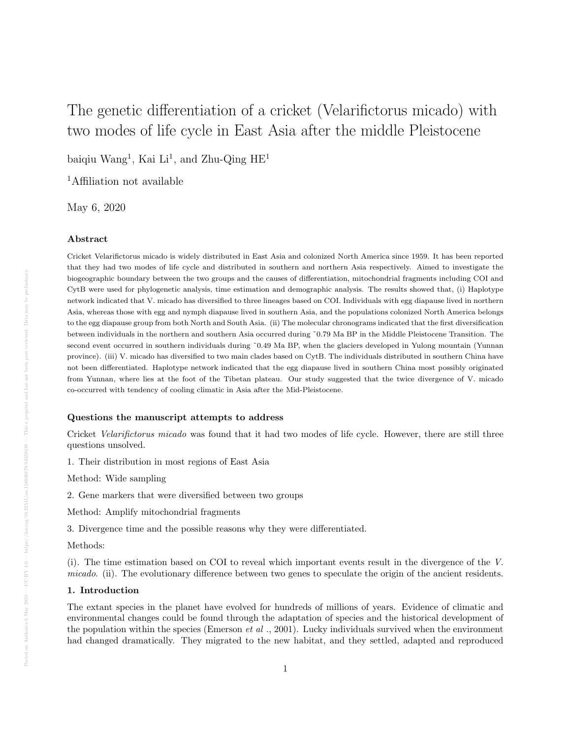# The genetic differentiation of a cricket (Velarifictorus micado) with two modes of life cycle in East Asia after the middle Pleistocene

baiqiu Wang[1], Kai Li[1], and Zhu-Qing HE[1]

[1]Affiliation not available

May 6, 2020

### Abstract

Cricket Velarifictorus micado is widely distributed in East Asia and colonized North America since 1959. It has been reported that they had two modes of life cycle and distributed in southern and northern Asia respectively. Aimed to investigate the biogeographic boundary between the two groups and the causes of differentiation, mitochondrial fragments including COI and CytB were used for phylogenetic analysis, time estimation and demographic analysis. The results showed that, (i) Haplotype network indicated that V. micado has diversified to three lineages based on COI. Individuals with egg diapause lived in northern Asia, whereas those with egg and nymph diapause lived in southern Asia, and the populations colonized North America belongs to the egg diapause group from both North and South Asia. (ii) The molecular chronograms indicated that the first diversification between individuals in the northern and southern Asia occurred during ~0.79 Ma BP in the Middle Pleistocene Transition. The second event occurred in southern individuals during ~0.49 Ma BP, when the glaciers developed in Yulong mountain (Yunnan province). (iii) V. micado has diversified to two main clades based on CytB. The individuals distributed in southern China have not been differentiated. Haplotype network indicated that the egg diapause lived in southern China most possibly originated from Yunnan, where lies at the foot of the Tibetan plateau. Our study suggested that the twice divergence of V. micado co-occurred with tendency of cooling climatic in Asia after the Mid-Pleistocene.

### Questions the manuscript attempts to address

Cricket *Velarifictorus micado* was found that it had two modes of life cycle. However, there are still three questions unsolved.

1. Their distribution in most regions of East Asia

Method: Wide sampling

2. Gene markers that were diversified between two groups

Method: Amplify mitochondrial fragments

3. Divergence time and the possible reasons why they were differentiated.

Methods:

(i). The time estimation based on COI to reveal which important events result in the divergence of the *V. micado*. (ii). The evolutionary difference between two genes to speculate the origin of the ancient residents.

### 1. Introduction

The extant species in the planet have evolved for hundreds of millions of years. Evidence of climatic and environmental changes could be found through the adaptation of species and the historical development of the population within the species (Emerson *et al* ., 2001). Lucky individuals survived when the environment had changed dramatically. They migrated to the new habitat, and they settled, adapted and reproduced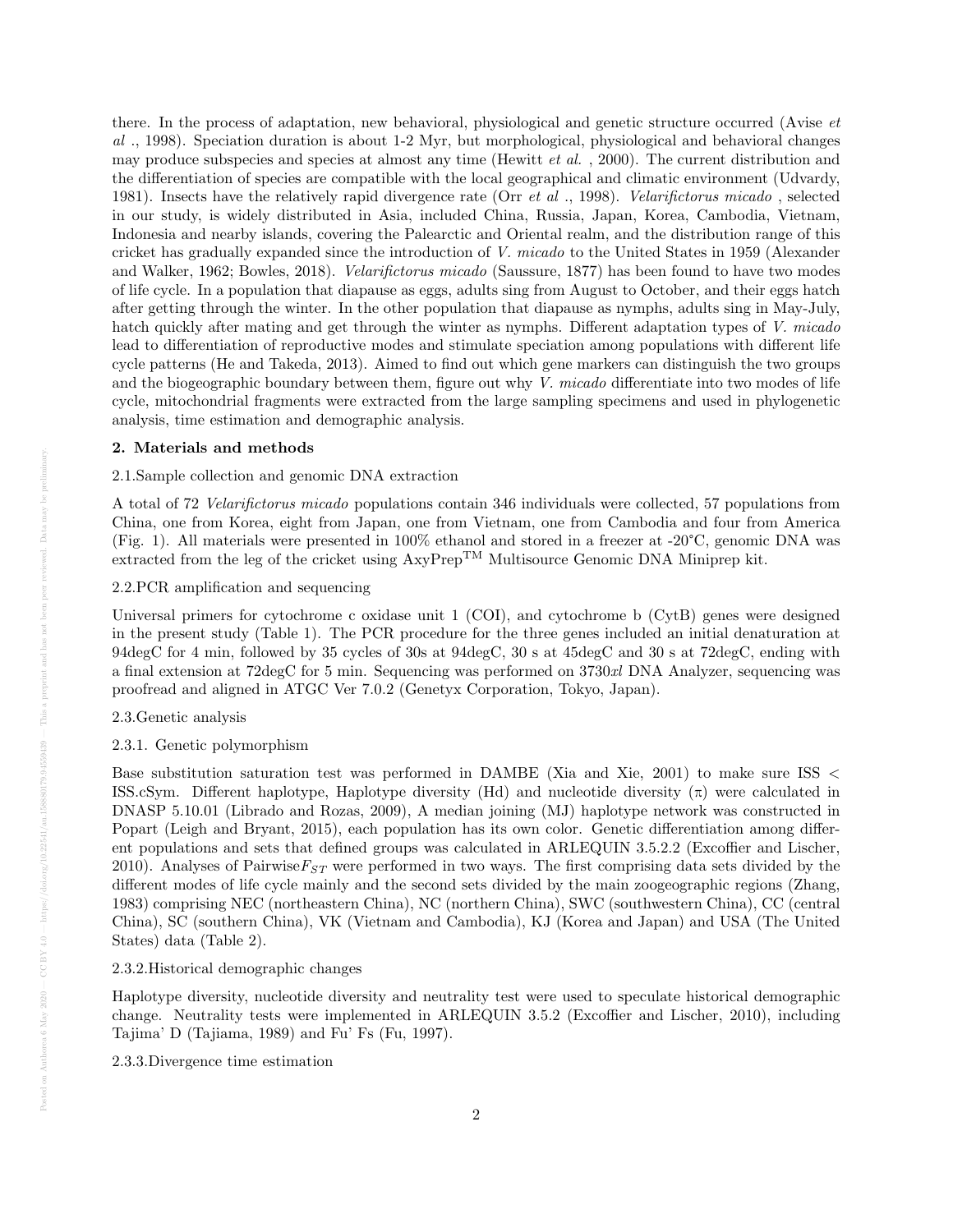there. In the process of adaptation, new behavioral, physiological and genetic structure occurred (Avise *et al* ., 1998). Speciation duration is about 1-2 Myr, but morphological, physiological and behavioral changes may produce subspecies and species at almost any time (Hewitt *et al.* , 2000). The current distribution and the differentiation of species are compatible with the local geographical and climatic environment (Udvardy, 1981). Insects have the relatively rapid divergence rate (Orr *et al* ., 1998). *Velarifictorus micado* , selected in our study, is widely distributed in Asia, included China, Russia, Japan, Korea, Cambodia, Vietnam, Indonesia and nearby islands, covering the Palearctic and Oriental realm, and the distribution range of this cricket has gradually expanded since the introduction of *V. micado* to the United States in 1959 (Alexander and Walker, 1962; Bowles, 2018). *Velarifictorus micado* (Saussure, 1877) has been found to have two modes of life cycle. In a population that diapause as eggs, adults sing from August to October, and their eggs hatch after getting through the winter. In the other population that diapause as nymphs, adults sing in May-July, hatch quickly after mating and get through the winter as nymphs. Different adaptation types of *V. micado* lead to differentiation of reproductive modes and stimulate speciation among populations with different life cycle patterns (He and Takeda, 2013). Aimed to find out which gene markers can distinguish the two groups and the biogeographic boundary between them, figure out why *V. micado* differentiate into two modes of life cycle, mitochondrial fragments were extracted from the large sampling specimens and used in phylogenetic analysis, time estimation and demographic analysis.

## 2. Materials and methods

### 2.1.Sample collection and genomic DNA extraction

A total of 72 *Velarifictorus micado* populations contain 346 individuals were collected, 57 populations from China, one from Korea, eight from Japan, one from Vietnam, one from Cambodia and four from America (Fig. 1). All materials were presented in 100% ethanol and stored in a freezer at -20°C, genomic DNA was extracted from the leg of the cricket using AxyPrep$^{TM}$ Multisource Genomic DNA Miniprep kit.

### 2.2.PCR amplification and sequencing

Universal primers for cytochrome c oxidase unit 1 (COI), and cytochrome b (CytB) genes were designed in the present study (Table 1). The PCR procedure for the three genes included an initial denaturation at 94degC for 4 min, followed by 35 cycles of 30s at 94degC, 30 s at 45degC and 30 s at 72degC, ending with a final extension at 72degC for 5 min. Sequencing was performed on 3730*xl* DNA Analyzer, sequencing was proofread and aligned in ATGC Ver 7.0.2 (Genetyx Corporation, Tokyo, Japan).

### 2.3.Genetic analysis

#### 2.3.1. Genetic polymorphism

Base substitution saturation test was performed in DAMBE (Xia and Xie, 2001) to make sure ISS < ISS.cSym. Different haplotype, Haplotype diversity (Hd) and nucleotide diversity (π) were calculated in DNASP 5.10.01 (Librado and Rozas, 2009), A median joining (MJ) haplotype network was constructed in Popart (Leigh and Bryant, 2015), each population has its own color. Genetic differentiation among different populations and sets that defined groups was calculated in ARLEQUIN 3.5.2.2 (Excoffier and Lischer, 2010). Analyses of Pairwise$F_{ST}$ were performed in two ways. The first comprising data sets divided by the different modes of life cycle mainly and the second sets divided by the main zoogeographic regions (Zhang, 1983) comprising NEC (northeastern China), NC (northern China), SWC (southwestern China), CC (central China), SC (southern China), VK (Vietnam and Cambodia), KJ (Korea and Japan) and USA (The United States) data (Table 2).

#### 2.3.2.Historical demographic changes

Haplotype diversity, nucleotide diversity and neutrality test were used to speculate historical demographic change. Neutrality tests were implemented in ARLEQUIN 3.5.2 (Excoffier and Lischer, 2010), including Tajima' D (Tajiama, 1989) and Fu' Fs (Fu, 1997).

#### 2.3.3.Divergence time estimation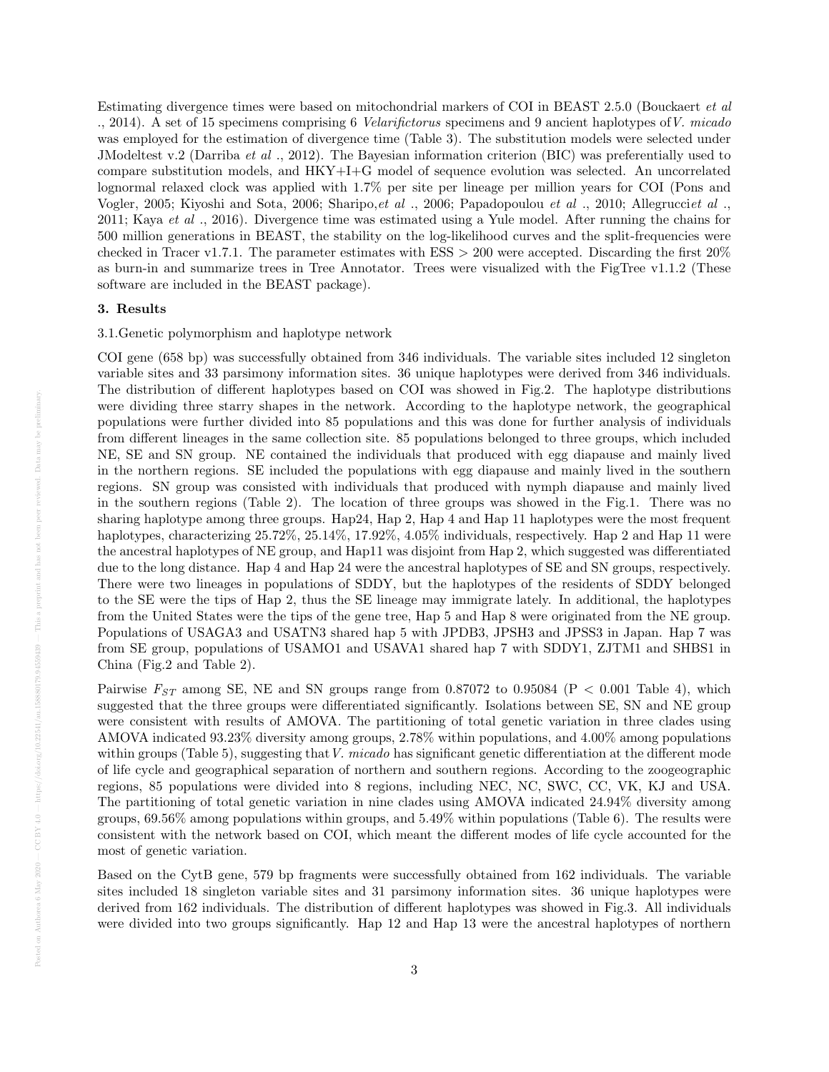Estimating divergence times were based on mitochondrial markers of COI in BEAST 2.5.0 (Bouckaert *et al* ., 2014). A set of 15 specimens comprising 6 *Velarifictorus* specimens and 9 ancient haplotypes of *V. micado* was employed for the estimation of divergence time (Table 3). The substitution models were selected under JModeltest v.2 (Darriba *et al* ., 2012). The Bayesian information criterion (BIC) was preferentially used to compare substitution models, and HKY+I+G model of sequence evolution was selected. An uncorrelated lognormal relaxed clock was applied with 1.7% per site per lineage per million years for COI (Pons and Vogler, 2005; Kiyoshi and Sota, 2006; Sharipo,*et al* ., 2006; Papadopoulou *et al* ., 2010; Allegrucci*et al* ., 2011; Kaya *et al* ., 2016). Divergence time was estimated using a Yule model. After running the chains for 500 million generations in BEAST, the stability on the log-likelihood curves and the split-frequencies were checked in Tracer v1.7.1. The parameter estimates with ESS > 200 were accepted. Discarding the first 20% as burn-in and summarize trees in Tree Annotator. Trees were visualized with the FigTree v1.1.2 (These software are included in the BEAST package).

### 3. Results

3.1.Genetic polymorphism and haplotype network

COI gene (658 bp) was successfully obtained from 346 individuals. The variable sites included 12 singleton variable sites and 33 parsimony information sites. 36 unique haplotypes were derived from 346 individuals. The distribution of different haplotypes based on COI was showed in Fig.2. The haplotype distributions were dividing three starry shapes in the network. According to the haplotype network, the geographical populations were further divided into 85 populations and this was done for further analysis of individuals from different lineages in the same collection site. 85 populations belonged to three groups, which included NE, SE and SN group. NE contained the individuals that produced with egg diapause and mainly lived in the northern regions. SE included the populations with egg diapause and mainly lived in the southern regions. SN group was consisted with individuals that produced with nymph diapause and mainly lived in the southern regions (Table 2). The location of three groups was showed in the Fig.1. There was no sharing haplotype among three groups. Hap24, Hap 2, Hap 4 and Hap 11 haplotypes were the most frequent haplotypes, characterizing 25.72%, 25.14%, 17.92%, 4.05% individuals, respectively. Hap 2 and Hap 11 were the ancestral haplotypes of NE group, and Hap11 was disjoint from Hap 2, which suggested was differentiated due to the long distance. Hap 4 and Hap 24 were the ancestral haplotypes of SE and SN groups, respectively. There were two lineages in populations of SDDY, but the haplotypes of the residents of SDDY belonged to the SE were the tips of Hap 2, thus the SE lineage may immigrate lately. In additional, the haplotypes from the United States were the tips of the gene tree, Hap 5 and Hap 8 were originated from the NE group. Populations of USAGA3 and USATN3 shared hap 5 with JPDB3, JPSH3 and JPSS3 in Japan. Hap 7 was from SE group, populations of USAMO1 and USAVA1 shared hap 7 with SDDY1, ZJTM1 and SHBS1 in China (Fig.2 and Table 2).

Pairwise $F_{ST}$ among SE, NE and SN groups range from 0.87072 to 0.95084 ($P < 0.001$ Table 4), which suggested that the three groups were differentiated significantly. Isolations between SE, SN and NE group were consistent with results of AMOVA. The partitioning of total genetic variation in three clades using AMOVA indicated 93.23% diversity among groups, 2.78% within populations, and 4.00% among populations within groups (Table 5), suggesting that *V. micado* has significant genetic differentiation at the different mode of life cycle and geographical separation of northern and southern regions. According to the zoogeographic regions, 85 populations were divided into 8 regions, including NEC, NC, SWC, CC, VK, KJ and USA. The partitioning of total genetic variation in nine clades using AMOVA indicated 24.94% diversity among groups, 69.56% among populations within groups, and 5.49% within populations (Table 6). The results were consistent with the network based on COI, which meant the different modes of life cycle accounted for the most of genetic variation.

Based on the CytB gene, 579 bp fragments were successfully obtained from 162 individuals. The variable sites included 18 singleton variable sites and 31 parsimony information sites. 36 unique haplotypes were derived from 162 individuals. The distribution of different haplotypes was showed in Fig.3. All individuals were divided into two groups significantly. Hap 12 and Hap 13 were the ancestral haplotypes of northern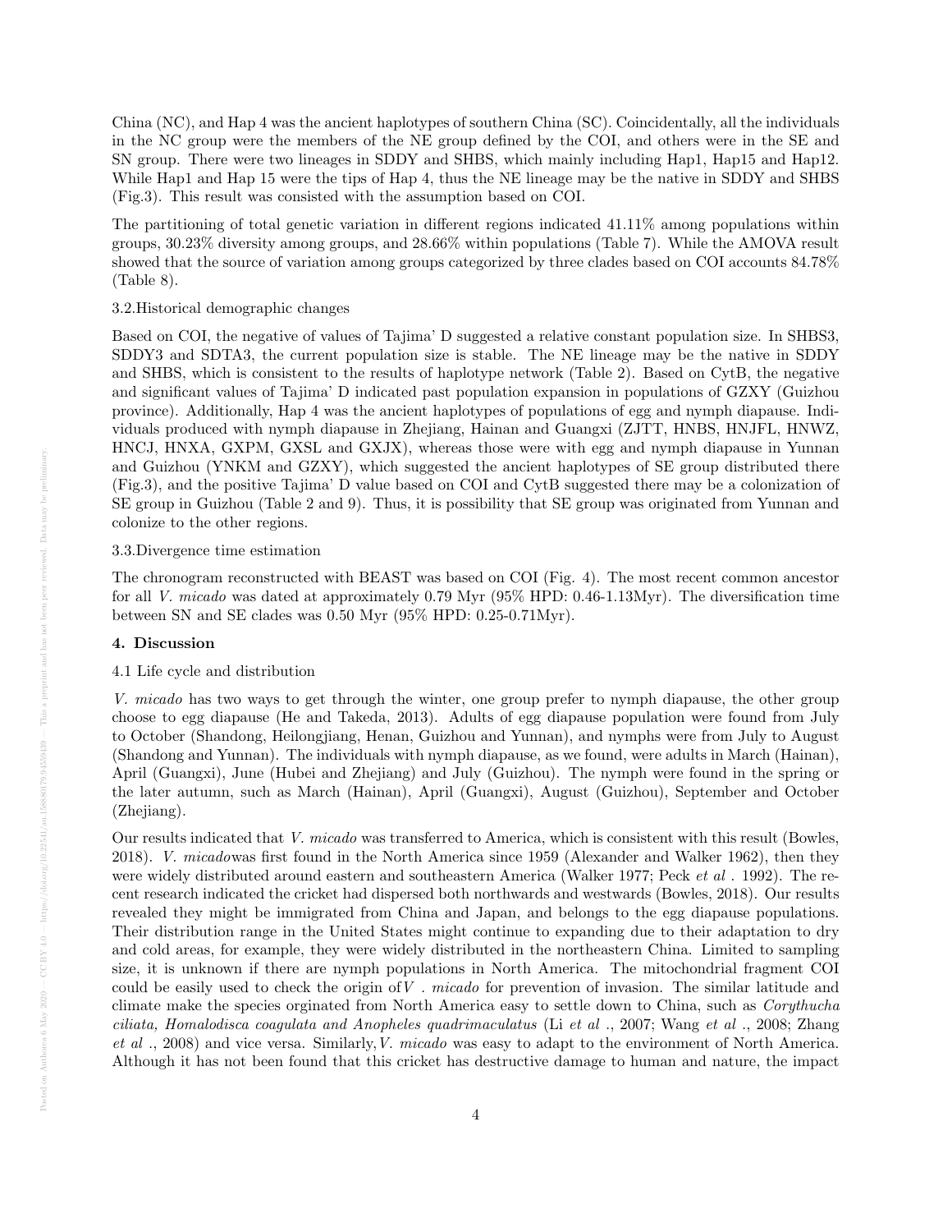China (NC), and Hap 4 was the ancient haplotypes of southern China (SC). Coincidentally, all the individuals in the NC group were the members of the NE group defined by the COI, and others were in the SE and SN group. There were two lineages in SDDY and SHBS, which mainly including Hap1, Hap15 and Hap12. While Hap1 and Hap 15 were the tips of Hap 4, thus the NE lineage may be the native in SDDY and SHBS (Fig.3). This result was consisted with the assumption based on COI.

The partitioning of total genetic variation in different regions indicated 41.11% among populations within groups, 30.23% diversity among groups, and 28.66% within populations (Table 7). While the AMOVA result showed that the source of variation among groups categorized by three clades based on COI accounts 84.78% (Table 8).

3.2.Historical demographic changes

Based on COI, the negative of values of Tajima' D suggested a relative constant population size. In SHBS3, SDDY3 and SDTA3, the current population size is stable. The NE lineage may be the native in SDDY and SHBS, which is consistent to the results of haplotype network (Table 2). Based on CytB, the negative and significant values of Tajima' D indicated past population expansion in populations of GZXY (Guizhou province). Additionally, Hap 4 was the ancient haplotypes of populations of egg and nymph diapause. Individuals produced with nymph diapause in Zhejiang, Hainan and Guangxi (ZJTT, HNBS, HNJFL, HNWZ, HNCJ, HNXA, GXPM, GXSL and GXJX), whereas those were with egg and nymph diapause in Yunnan and Guizhou (YNKM and GZXY), which suggested the ancient haplotypes of SE group distributed there (Fig.3), and the positive Tajima' D value based on COI and CytB suggested there may be a colonization of SE group in Guizhou (Table 2 and 9). Thus, it is possibility that SE group was originated from Yunnan and colonize to the other regions.

3.3.Divergence time estimation

The chronogram reconstructed with BEAST was based on COI (Fig. 4). The most recent common ancestor for all *V. micado* was dated at approximately 0.79 Myr (95% HPD: 0.46-1.13Myr). The diversification time between SN and SE clades was 0.50 Myr (95% HPD: 0.25-0.71Myr).

## 4. Discussion

4.1 Life cycle and distribution

*V. micado* has two ways to get through the winter, one group prefer to nymph diapause, the other group choose to egg diapause (He and Takeda, 2013). Adults of egg diapause population were found from July to October (Shandong, Heilongjiang, Henan, Guizhou and Yunnan), and nymphs were from July to August (Shandong and Yunnan). The individuals with nymph diapause, as we found, were adults in March (Hainan), April (Guangxi), June (Hubei and Zhejiang) and July (Guizhou). The nymph were found in the spring or the later autumn, such as March (Hainan), April (Guangxi), August (Guizhou), September and October (Zhejiang).

Our results indicated that *V. micado* was transferred to America, which is consistent with this result (Bowles, 2018). *V. micado*was first found in the North America since 1959 (Alexander and Walker 1962), then they were widely distributed around eastern and southeastern America (Walker 1977; Peck *et al* . 1992). The recent research indicated the cricket had dispersed both northwards and westwards (Bowles, 2018). Our results revealed they might be immigrated from China and Japan, and belongs to the egg diapause populations. Their distribution range in the United States might continue to expanding due to their adaptation to dry and cold areas, for example, they were widely distributed in the northeastern China. Limited to sampling size, it is unknown if there are nymph populations in North America. The mitochondrial fragment COI could be easily used to check the origin of*V . micado* for prevention of invasion. The similar latitude and climate make the species orginated from North America easy to settle down to China, such as *Corythucha ciliata, Homalodisca coagulata and Anopheles quadrimaculatus* (Li *et al* ., 2007; Wang *et al* ., 2008; Zhang *et al* ., 2008) and vice versa. Similarly,*V. micado* was easy to adapt to the environment of North America. Although it has not been found that this cricket has destructive damage to human and nature, the impact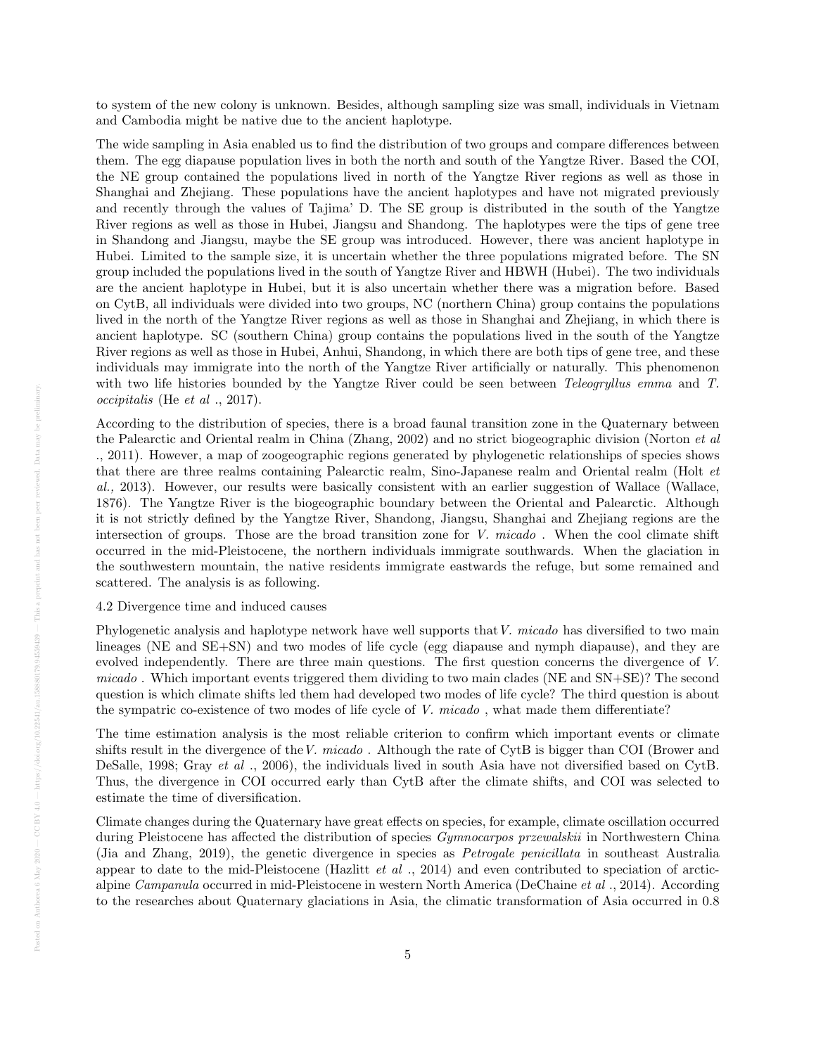to system of the new colony is unknown. Besides, although sampling size was small, individuals in Vietnam and Cambodia might be native due to the ancient haplotype.

The wide sampling in Asia enabled us to find the distribution of two groups and compare differences between them. The egg diapause population lives in both the north and south of the Yangtze River. Based the COI, the NE group contained the populations lived in north of the Yangtze River regions as well as those in Shanghai and Zhejiang. These populations have the ancient haplotypes and have not migrated previously and recently through the values of Tajima' D. The SE group is distributed in the south of the Yangtze River regions as well as those in Hubei, Jiangsu and Shandong. The haplotypes were the tips of gene tree in Shandong and Jiangsu, maybe the SE group was introduced. However, there was ancient haplotype in Hubei. Limited to the sample size, it is uncertain whether the three populations migrated before. The SN group included the populations lived in the south of Yangtze River and HBWH (Hubei). The two individuals are the ancient haplotype in Hubei, but it is also uncertain whether there was a migration before. Based on CytB, all individuals were divided into two groups, NC (northern China) group contains the populations lived in the north of the Yangtze River regions as well as those in Shanghai and Zhejiang, in which there is ancient haplotype. SC (southern China) group contains the populations lived in the south of the Yangtze River regions as well as those in Hubei, Anhui, Shandong, in which there are both tips of gene tree, and these individuals may immigrate into the north of the Yangtze River artificially or naturally. This phenomenon with two life histories bounded by the Yangtze River could be seen between *Teleogryllus emma* and *T. occipitalis* (He *et al* ., 2017).

According to the distribution of species, there is a broad faunal transition zone in the Quaternary between the Palearctic and Oriental realm in China (Zhang, 2002) and no strict biogeographic division (Norton *et al* ., 2011). However, a map of zoogeographic regions generated by phylogenetic relationships of species shows that there are three realms containing Palearctic realm, Sino-Japanese realm and Oriental realm (Holt *et al.,* 2013). However, our results were basically consistent with an earlier suggestion of Wallace (Wallace, 1876). The Yangtze River is the biogeographic boundary between the Oriental and Palearctic. Although it is not strictly defined by the Yangtze River, Shandong, Jiangsu, Shanghai and Zhejiang regions are the intersection of groups. Those are the broad transition zone for *V. micado* . When the cool climate shift occurred in the mid-Pleistocene, the northern individuals immigrate southwards. When the glaciation in the southwestern mountain, the native residents immigrate eastwards the refuge, but some remained and scattered. The analysis is as following.

4.2 Divergence time and induced causes

Phylogenetic analysis and haplotype network have well supports that *V. micado* has diversified to two main lineages (NE and SE+SN) and two modes of life cycle (egg diapause and nymph diapause), and they are evolved independently. There are three main questions. The first question concerns the divergence of *V. micado* . Which important events triggered them dividing to two main clades (NE and SN+SE)? The second question is which climate shifts led them had developed two modes of life cycle? The third question is about the sympatric co-existence of two modes of life cycle of *V. micado* , what made them differentiate?

The time estimation analysis is the most reliable criterion to confirm which important events or climate shifts result in the divergence of the *V. micado* . Although the rate of CytB is bigger than COI (Brower and DeSalle, 1998; Gray *et al* ., 2006), the individuals lived in south Asia have not diversified based on CytB. Thus, the divergence in COI occurred early than CytB after the climate shifts, and COI was selected to estimate the time of diversification.

Climate changes during the Quaternary have great effects on species, for example, climate oscillation occurred during Pleistocene has affected the distribution of species *Gymnocarpos przewalskii* in Northwestern China (Jia and Zhang, 2019), the genetic divergence in species as *Petrogale penicillata* in southeast Australia appear to date to the mid-Pleistocene (Hazlitt *et al* ., 2014) and even contributed to speciation of arctic-alpine *Campanula* occurred in mid-Pleistocene in western North America (DeChaine *et al* ., 2014). According to the researches about Quaternary glaciations in Asia, the climatic transformation of Asia occurred in 0.8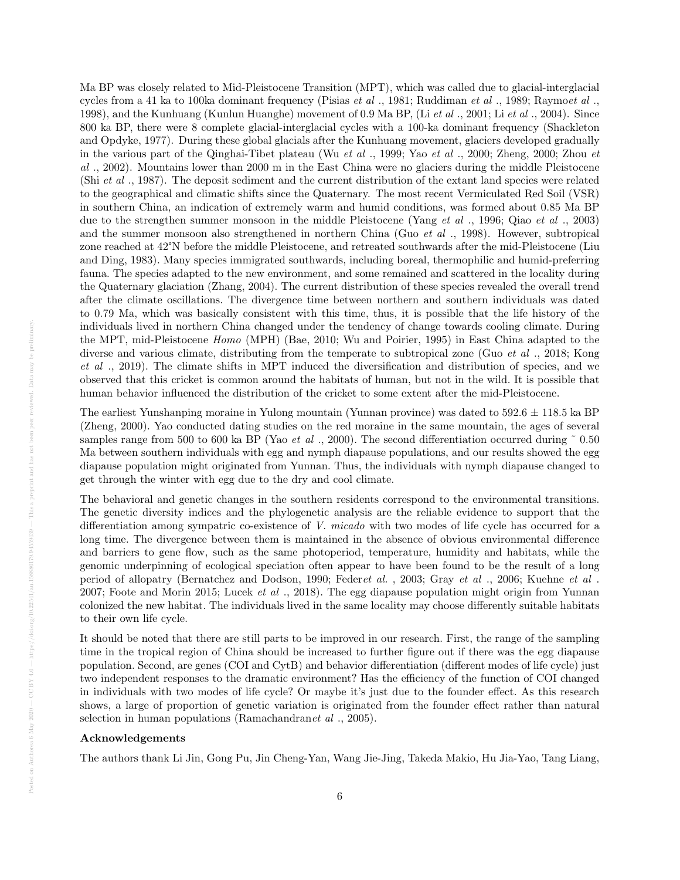Ma BP was closely related to Mid-Pleistocene Transition (MPT), which was called due to glacial-interglacial cycles from a 41 ka to 100ka dominant frequency (Pisias *et al* ., 1981; Ruddiman *et al* ., 1989; Raymo*et al* ., 1998), and the Kunhuang (Kunlun Huanghe) movement of 0.9 Ma BP, (Li *et al* ., 2001; Li *et al* ., 2004). Since 800 ka BP, there were 8 complete glacial-interglacial cycles with a 100-ka dominant frequency (Shackleton and Opdyke, 1977). During these global glacials after the Kunhuang movement, glaciers developed gradually in the various part of the Qinghai-Tibet plateau (Wu *et al* ., 1999; Yao *et al* ., 2000; Zheng, 2000; Zhou *et al* ., 2002). Mountains lower than 2000 m in the East China were no glaciers during the middle Pleistocene (Shi *et al* ., 1987). The deposit sediment and the current distribution of the extant land species were related to the geographical and climatic shifts since the Quaternary. The most recent Vermiculated Red Soil (VSR) in southern China, an indication of extremely warm and humid conditions, was formed about 0.85 Ma BP due to the strengthen summer monsoon in the middle Pleistocene (Yang *et al* ., 1996; Qiao *et al* ., 2003) and the summer monsoon also strengthened in northern China (Guo *et al* ., 1998). However, subtropical zone reached at 42°N before the middle Pleistocene, and retreated southwards after the mid-Pleistocene (Liu and Ding, 1983). Many species immigrated southwards, including boreal, thermophilic and humid-preferring fauna. The species adapted to the new environment, and some remained and scattered in the locality during the Quaternary glaciation (Zhang, 2004). The current distribution of these species revealed the overall trend after the climate oscillations. The divergence time between northern and southern individuals was dated to 0.79 Ma, which was basically consistent with this time, thus, it is possible that the life history of the individuals lived in northern China changed under the tendency of change towards cooling climate. During the MPT, mid-Pleistocene *Homo* (MPH) (Bae, 2010; Wu and Poirier, 1995) in East China adapted to the diverse and various climate, distributing from the temperate to subtropical zone (Guo *et al* ., 2018; Kong *et al* ., 2019). The climate shifts in MPT induced the diversification and distribution of species, and we observed that this cricket is common around the habitats of human, but not in the wild. It is possible that human behavior influenced the distribution of the cricket to some extent after the mid-Pleistocene.

The earliest Yunshanping moraine in Yulong mountain (Yunnan province) was dated to $592.6 \pm 118.5$ ka BP (Zheng, 2000). Yao conducted dating studies on the red moraine in the same mountain, the ages of several samples range from 500 to 600 ka BP (Yao *et al* ., 2000). The second differentiation occurred during ~ 0.50 Ma between southern individuals with egg and nymph diapause populations, and our results showed the egg diapause population might originated from Yunnan. Thus, the individuals with nymph diapause changed to get through the winter with egg due to the dry and cool climate.

The behavioral and genetic changes in the southern residents correspond to the environmental transitions. The genetic diversity indices and the phylogenetic analysis are the reliable evidence to support that the differentiation among sympatric co-existence of *V. micado* with two modes of life cycle has occurred for a long time. The divergence between them is maintained in the absence of obvious environmental difference and barriers to gene flow, such as the same photoperiod, temperature, humidity and habitats, while the genomic underpinning of ecological speciation often appear to have been found to be the result of a long period of allopatry (Bernatchez and Dodson, 1990; Feder*et al.* , 2003; Gray *et al* ., 2006; Kuehne *et al* . 2007; Foote and Morin 2015; Lucek *et al* ., 2018). The egg diapause population might origin from Yunnan colonized the new habitat. The individuals lived in the same locality may choose differently suitable habitats to their own life cycle.

It should be noted that there are still parts to be improved in our research. First, the range of the sampling time in the tropical region of China should be increased to further figure out if there was the egg diapause population. Second, are genes (COI and CytB) and behavior differentiation (different modes of life cycle) just two independent responses to the dramatic environment? Has the efficiency of the function of COI changed in individuals with two modes of life cycle? Or maybe it's just due to the founder effect. As this research shows, a large of proportion of genetic variation is originated from the founder effect rather than natural selection in human populations (Ramachandran*et al* ., 2005).

### Acknowledgements

The authors thank Li Jin, Gong Pu, Jin Cheng-Yan, Wang Jie-Jing, Takeda Makio, Hu Jia-Yao, Tang Liang,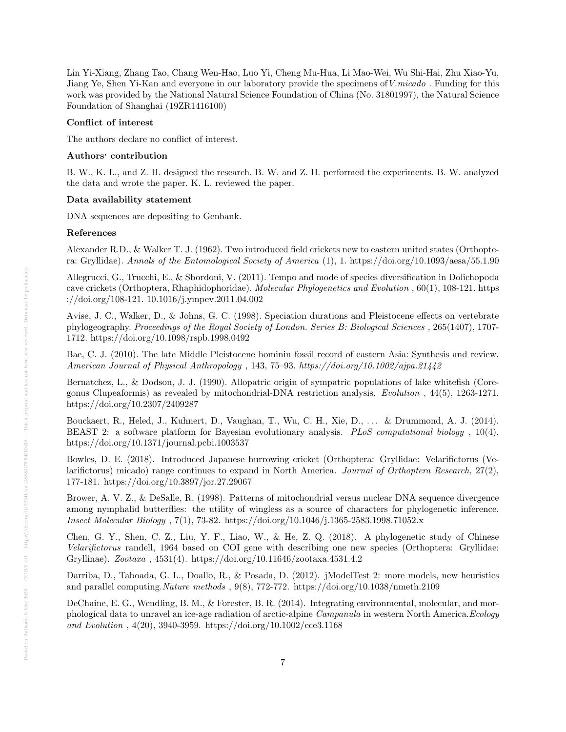Lin Yi-Xiang, Zhang Tao, Chang Wen-Hao, Luo Yi, Cheng Mu-Hua, Li Mao-Wei, Wu Shi-Hai, Zhu Xiao-Yu, Jiang Ye, Shen Yi-Kan and everyone in our laboratory provide the specimens of *V.micado* . Funding for this work was provided by the National Natural Science Foundation of China (No. 31801997), the Natural Science Foundation of Shanghai (19ZR1416100)

**Conflict of interest**

The authors declare no conflict of interest.

**Authors' contribution**

B. W., K. L., and Z. H. designed the research. B. W. and Z. H. performed the experiments. B. W. analyzed the data and wrote the paper. K. L. reviewed the paper.

**Data availability statement**

DNA sequences are depositing to Genbank.

**References**

Alexander R.D., & Walker T. J. (1962). Two introduced field crickets new to eastern united states (Orthoptera: Gryllidae). *Annals of the Entomological Society of America* (1), 1. https://doi.org/10.1093/aesa/55.1.90

Allegrucci, G., Trucchi, E., & Sbordoni, V. (2011). Tempo and mode of species diversification in Dolichopoda cave crickets (Orthoptera, Rhaphidophoridae). *Molecular Phylogenetics and Evolution* , 60(1), 108-121. https ://doi.org/108-121. 10.1016/j.ympev.2011.04.002

Avise, J. C., Walker, D., & Johns, G. C. (1998). Speciation durations and Pleistocene effects on vertebrate phylogeography. *Proceedings of the Royal Society of London. Series B: Biological Sciences* , 265(1407), 1707-1712. https://doi.org/10.1098/rspb.1998.0492

Bae, C. J. (2010). The late Middle Pleistocene hominin fossil record of eastern Asia: Synthesis and review. *American Journal of Physical Anthropology* , 143, 75–93. *https://doi.org/10.1002/ajpa.21442*

Bernatchez, L., & Dodson, J. J. (1990). Allopatric origin of sympatric populations of lake whitefish (Coregonus Clupeaformis) as revealed by mitochondrial-DNA restriction analysis. *Evolution* , 44(5), 1263-1271. https://doi.org/10.2307/2409287

Bouckaert, R., Heled, J., Kuhnert, D., Vaughan, T., Wu, C. H., Xie, D., ... & Drummond, A. J. (2014). BEAST 2: a software platform for Bayesian evolutionary analysis. *PLoS computational biology* , 10(4). https://doi.org/10.1371/journal.pcbi.1003537

Bowles, D. E. (2018). Introduced Japanese burrowing cricket (Orthoptera: Gryllidae: Velarifictorus (Velarifictorus) micado) range continues to expand in North America. *Journal of Orthoptera Research,* 27(2), 177-181. https://doi.org/10.3897/jor.27.29067

Brower, A. V. Z., & DeSalle, R. (1998). Patterns of mitochondrial versus nuclear DNA sequence divergence among nymphalid butterflies: the utility of wingless as a source of characters for phylogenetic inference. *Insect Molecular Biology* , 7(1), 73-82. https://doi.org/10.1046/j.1365-2583.1998.71052.x

Chen, G. Y., Shen, C. Z., Liu, Y. F., Liao, W., & He, Z. Q. (2018). A phylogenetic study of Chinese *Velarifictorus* randell, 1964 based on COI gene with describing one new species (Orthoptera: Gryllidae: Gryllinae). *Zootaxa* , 4531(4). https://doi.org/10.11646/zootaxa.4531.4.2

Darriba, D., Taboada, G. L., Doallo, R., & Posada, D. (2012). jModelTest 2: more models, new heuristics and parallel computing.*Nature methods* , 9(8), 772-772. https://doi.org/10.1038/nmeth.2109

DeChaine, E. G., Wendling, B. M., & Forester, B. R. (2014). Integrating environmental, molecular, and morphological data to unravel an ice-age radiation of arctic-alpine *Campanula* in western North America.*Ecology and Evolution* , 4(20), 3940-3959. https://doi.org/10.1002/ece3.1168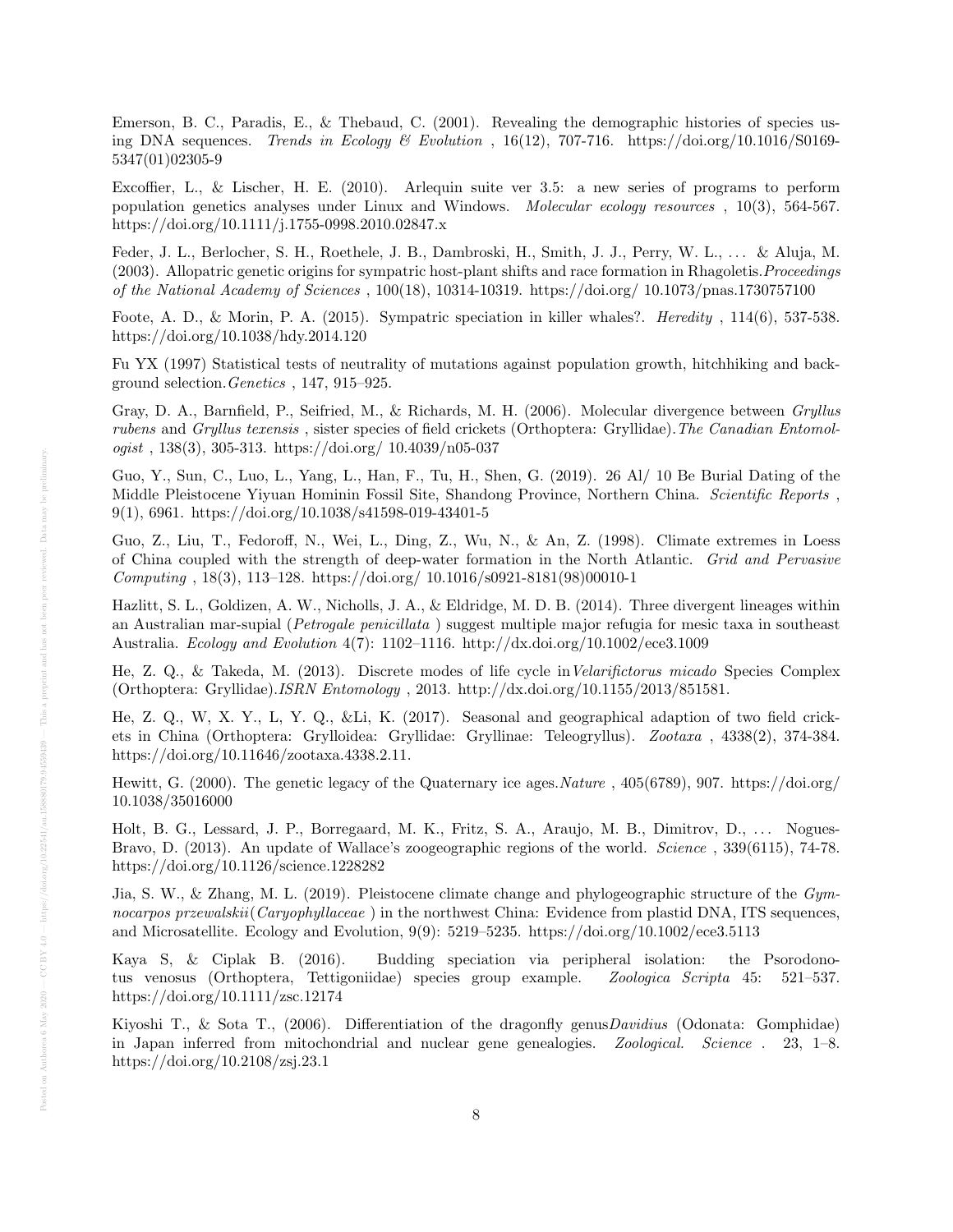Emerson, B. C., Paradis, E., & Thebaud, C. (2001). Revealing the demographic histories of species using DNA sequences. *Trends in Ecology & Evolution* , 16(12), 707-716. https://doi.org/10.1016/S0169-5347(01)02305-9

Excoffier, L., & Lischer, H. E. (2010). Arlequin suite ver 3.5: a new series of programs to perform population genetics analyses under Linux and Windows. *Molecular ecology resources* , 10(3), 564-567. https://doi.org/10.1111/j.1755-0998.2010.02847.x

Feder, J. L., Berlocher, S. H., Roethele, J. B., Dambroski, H., Smith, J. J., Perry, W. L., . . . & Aluja, M. (2003). Allopatric genetic origins for sympatric host-plant shifts and race formation in Rhagoletis.*Proceedings of the National Academy of Sciences* , 100(18), 10314-10319. https://doi.org/ 10.1073/pnas.1730757100

Foote, A. D., & Morin, P. A. (2015). Sympatric speciation in killer whales?. *Heredity* , 114(6), 537-538. https://doi.org/10.1038/hdy.2014.120

Fu YX (1997) Statistical tests of neutrality of mutations against population growth, hitchhiking and background selection.*Genetics* , 147, 915–925.

Gray, D. A., Barnfield, P., Seifried, M., & Richards, M. H. (2006). Molecular divergence between *Gryllus rubens* and *Gryllus texensis* , sister species of field crickets (Orthoptera: Gryllidae).*The Canadian Entomologist* , 138(3), 305-313. https://doi.org/ 10.4039/n05-037

Guo, Y., Sun, C., Luo, L., Yang, L., Han, F., Tu, H., Shen, G. (2019). 26 Al/ 10 Be Burial Dating of the Middle Pleistocene Yiyuan Hominin Fossil Site, Shandong Province, Northern China. *Scientific Reports* , 9(1), 6961. https://doi.org/10.1038/s41598-019-43401-5

Guo, Z., Liu, T., Fedoroff, N., Wei, L., Ding, Z., Wu, N., & An, Z. (1998). Climate extremes in Loess of China coupled with the strength of deep-water formation in the North Atlantic. *Grid and Pervasive Computing* , 18(3), 113–128. https://doi.org/ 10.1016/s0921-8181(98)00010-1

Hazlitt, S. L., Goldizen, A. W., Nicholls, J. A., & Eldridge, M. D. B. (2014). Three divergent lineages within an Australian mar-supial (*Petrogale penicillata* ) suggest multiple major refugia for mesic taxa in southeast Australia. *Ecology and Evolution* 4(7): 1102–1116. http://dx.doi.org/10.1002/ece3.1009

He, Z. Q., & Takeda, M. (2013). Discrete modes of life cycle in*Velarifictorus micado* Species Complex (Orthoptera: Gryllidae).*ISRN Entomology* , 2013. http://dx.doi.org/10.1155/2013/851581.

He, Z. Q., W, X. Y., L, Y. Q., &Li, K. (2017). Seasonal and geographical adaption of two field crickets in China (Orthoptera: Grylloidea: Gryllidae: Gryllinae: Teleogryllus). *Zootaxa* , 4338(2), 374-384. https://doi.org/10.11646/zootaxa.4338.2.11.

Hewitt, G. (2000). The genetic legacy of the Quaternary ice ages.*Nature* , 405(6789), 907. https://doi.org/ 10.1038/35016000

Holt, B. G., Lessard, J. P., Borregaard, M. K., Fritz, S. A., Araujo, M. B., Dimitrov, D., . . . Nogues-Bravo, D. (2013). An update of Wallace's zoogeographic regions of the world. *Science* , 339(6115), 74-78. https://doi.org/10.1126/science.1228282

Jia, S. W., & Zhang, M. L. (2019). Pleistocene climate change and phylogeographic structure of the *Gymnocarpos przewalskii*(*Caryophyllaceae* ) in the northwest China: Evidence from plastid DNA, ITS sequences, and Microsatellite. Ecology and Evolution, 9(9): 5219–5235. https://doi.org/10.1002/ece3.5113

Kaya S, & Ciplak B. (2016). Budding speciation via peripheral isolation: the Psorodonotus venosus (Orthoptera, Tettigoniidae) species group example. *Zoologica Scripta* 45: 521–537. https://doi.org/10.1111/zsc.12174

Kiyoshi T., & Sota T., (2006). Differentiation of the dragonfly genus*Davidius* (Odonata: Gomphidae) in Japan inferred from mitochondrial and nuclear gene genealogies. *Zoological. Science* . 23, 1–8. https://doi.org/10.2108/zsj.23.1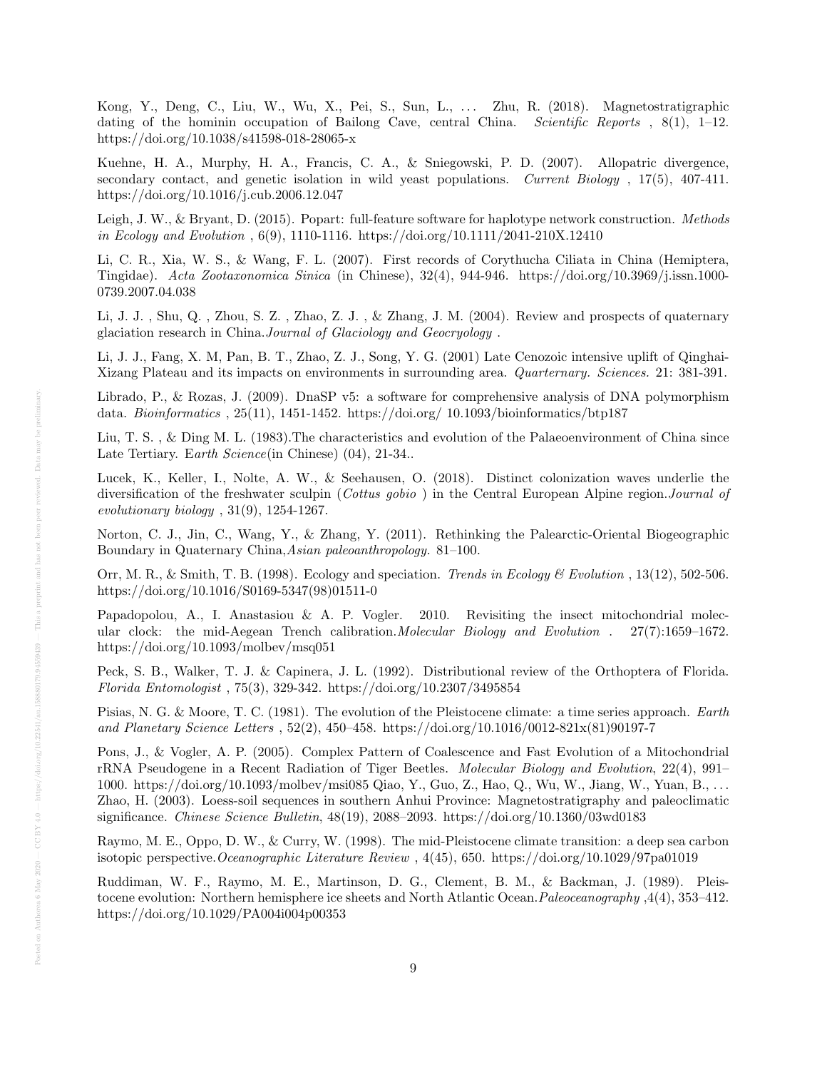Kong, Y., Deng, C., Liu, W., Wu, X., Pei, S., Sun, L., . . . Zhu, R. (2018). Magnetostratigraphic dating of the hominin occupation of Bailong Cave, central China. *Scientific Reports* , 8(1), 1–12. https://doi.org/10.1038/s41598-018-28065-x

Kuehne, H. A., Murphy, H. A., Francis, C. A., & Sniegowski, P. D. (2007). Allopatric divergence, secondary contact, and genetic isolation in wild yeast populations. *Current Biology* , 17(5), 407-411. https://doi.org/10.1016/j.cub.2006.12.047

Leigh, J. W., & Bryant, D. (2015). Popart: full-feature software for haplotype network construction. *Methods in Ecology and Evolution* , 6(9), 1110-1116. https://doi.org/10.1111/2041-210X.12410

Li, C. R., Xia, W. S., & Wang, F. L. (2007). First records of Corythucha Ciliata in China (Hemiptera, Tingidae). *Acta Zootaxonomica Sinica* (in Chinese), 32(4), 944-946. https://doi.org/10.3969/j.issn.1000-0739.2007.04.038

Li, J. J. , Shu, Q. , Zhou, S. Z. , Zhao, Z. J. , & Zhang, J. M. (2004). Review and prospects of quaternary glaciation research in China.*Journal of Glaciology and Geocryology* .

Li, J. J., Fang, X. M, Pan, B. T., Zhao, Z. J., Song, Y. G. (2001) Late Cenozoic intensive uplift of Qinghai-Xizang Plateau and its impacts on environments in surrounding area. *Quarternary. Sciences.* 21: 381-391.

Librado, P., & Rozas, J. (2009). DnaSP v5: a software for comprehensive analysis of DNA polymorphism data. *Bioinformatics* , 25(11), 1451-1452. https://doi.org/ 10.1093/bioinformatics/btp187

Liu, T. S. , & Ding M. L. (1983).The characteristics and evolution of the Palaeoenvironment of China since Late Tertiary. E*arth Science*(in Chinese) (04), 21-34..

Lucek, K., Keller, I., Nolte, A. W., & Seehausen, O. (2018). Distinct colonization waves underlie the diversification of the freshwater sculpin (*Cottus gobio* ) in the Central European Alpine region.*Journal of evolutionary biology* , 31(9), 1254-1267.

Norton, C. J., Jin, C., Wang, Y., & Zhang, Y. (2011). Rethinking the Palearctic-Oriental Biogeographic Boundary in Quaternary China,*Asian paleoanthropology.* 81–100.

Orr, M. R., & Smith, T. B. (1998). Ecology and speciation. *Trends in Ecology & Evolution* , 13(12), 502-506. https://doi.org/10.1016/S0169-5347(98)01511-0

Papadopolou, A., I. Anastasiou & A. P. Vogler. 2010. Revisiting the insect mitochondrial molecular clock: the mid-Aegean Trench calibration.*Molecular Biology and Evolution* . 27(7):1659–1672. https://doi.org/10.1093/molbev/msq051

Peck, S. B., Walker, T. J. & Capinera, J. L. (1992). Distributional review of the Orthoptera of Florida. *Florida Entomologist* , 75(3), 329-342. https://doi.org/10.2307/3495854

Pisias, N. G. & Moore, T. C. (1981). The evolution of the Pleistocene climate: a time series approach. *Earth and Planetary Science Letters* , 52(2), 450–458. https://doi.org/10.1016/0012-821x(81)90197-7

Pons, J., & Vogler, A. P. (2005). Complex Pattern of Coalescence and Fast Evolution of a Mitochondrial rRNA Pseudogene in a Recent Radiation of Tiger Beetles. *Molecular Biology and Evolution*, 22(4), 991–1000. https://doi.org/10.1093/molbev/msi085 Qiao, Y., Guo, Z., Hao, Q., Wu, W., Jiang, W., Yuan, B., . . . Zhao, H. (2003). Loess-soil sequences in southern Anhui Province: Magnetostratigraphy and paleoclimatic significance. *Chinese Science Bulletin*, 48(19), 2088–2093. https://doi.org/10.1360/03wd0183

Raymo, M. E., Oppo, D. W., & Curry, W. (1998). The mid-Pleistocene climate transition: a deep sea carbon isotopic perspective.*Oceanographic Literature Review* , 4(45), 650. https://doi.org/10.1029/97pa01019

Ruddiman, W. F., Raymo, M. E., Martinson, D. G., Clement, B. M., & Backman, J. (1989). Pleistocene evolution: Northern hemisphere ice sheets and North Atlantic Ocean.*Paleoceanography* ,4(4), 353–412. https://doi.org/10.1029/PA004i004p00353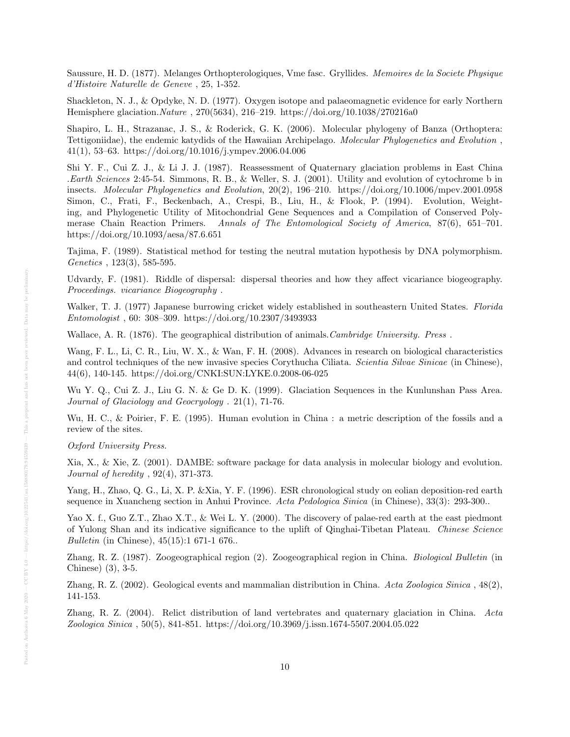Saussure, H. D. (1877). Melanges Orthopterologiques, Vme fasc. Gryllides. *Memoires de la Societe Physique d'Histoire Naturelle de Geneve* , 25, 1-352.

Shackleton, N. J., & Opdyke, N. D. (1977). Oxygen isotope and palaeomagnetic evidence for early Northern Hemisphere glaciation.*Nature* , 270(5634), 216–219. https://doi.org/10.1038/270216a0

Shapiro, L. H., Strazanac, J. S., & Roderick, G. K. (2006). Molecular phylogeny of Banza (Orthoptera: Tettigoniidae), the endemic katydids of the Hawaiian Archipelago. *Molecular Phylogenetics and Evolution* , 41(1), 53–63. https://doi.org/10.1016/j.ympev.2006.04.006

Shi Y. F., Cui Z. J., & Li J. J. (1987). Reassessment of Quaternary glaciation problems in East China .*Earth Sciences* 2:45-54. Simmons, R. B., & Weller, S. J. (2001). Utility and evolution of cytochrome b in insects. *Molecular Phylogenetics and Evolution*, 20(2), 196–210. https://doi.org/10.1006/mpev.2001.0958 Simon, C., Frati, F., Beckenbach, A., Crespi, B., Liu, H., & Flook, P. (1994). Evolution, Weighting, and Phylogenetic Utility of Mitochondrial Gene Sequences and a Compilation of Conserved Polymerase Chain Reaction Primers. *Annals of The Entomological Society of America*, 87(6), 651–701. https://doi.org/10.1093/aesa/87.6.651

Tajima, F. (1989). Statistical method for testing the neutral mutation hypothesis by DNA polymorphism. *Genetics* , 123(3), 585-595.

Udvardy, F. (1981). Riddle of dispersal: dispersal theories and how they affect vicariance biogeography. *Proceedings. vicariance Biogeography* .

Walker, T. J. (1977) Japanese burrowing cricket widely established in southeastern United States. *Florida Entomologist* , 60: 308–309. https://doi.org/10.2307/3493933

Wallace, A. R. (1876). The geographical distribution of animals.*Cambridge University. Press* .

Wang, F. L., Li, C. R., Liu, W. X., & Wan, F. H. (2008). Advances in research on biological characteristics and control techniques of the new invasive species Corythucha Ciliata. *Scientia Silvae Sinicae* (in Chinese), 44(6), 140-145. https://doi.org/CNKI:SUN:LYKE.0.2008-06-025

Wu Y. Q., Cui Z. J., Liu G. N. & Ge D. K. (1999). Glaciation Sequences in the Kunlunshan Pass Area. *Journal of Glaciology and Geocryology* . 21(1), 71-76.

Wu, H. C., & Poirier, F. E. (1995). Human evolution in China : a metric description of the fossils and a review of the sites.

*Oxford University Press.*

Xia, X., & Xie, Z. (2001). DAMBE: software package for data analysis in molecular biology and evolution. *Journal of heredity* , 92(4), 371-373.

Yang, H., Zhao, Q. G., Li, X. P. &Xia, Y. F. (1996). ESR chronological study on eolian deposition-red earth sequence in Xuancheng section in Anhui Province. *Acta Pedologica Sinica* (in Chinese), 33(3): 293-300..

Yao X. f., Guo Z.T., Zhao X.T., & Wei L. Y. (2000). The discovery of palae-red earth at the east piedmont of Yulong Shan and its indicative significance to the uplift of Qinghai-Tibetan Plateau. *Chinese Science Bulletin* (in Chinese), 45(15):1 671-1 676..

Zhang, R. Z. (1987). Zoogeographical region (2). Zoogeographical region in China. *Biological Bulletin* (in Chinese) (3), 3-5.

Zhang, R. Z. (2002). Geological events and mammalian distribution in China. *Acta Zoologica Sinica* , 48(2), 141-153.

Zhang, R. Z. (2004). Relict distribution of land vertebrates and quaternary glaciation in China. *Acta Zoologica Sinica* , 50(5), 841-851. https://doi.org/10.3969/j.issn.1674-5507.2004.05.022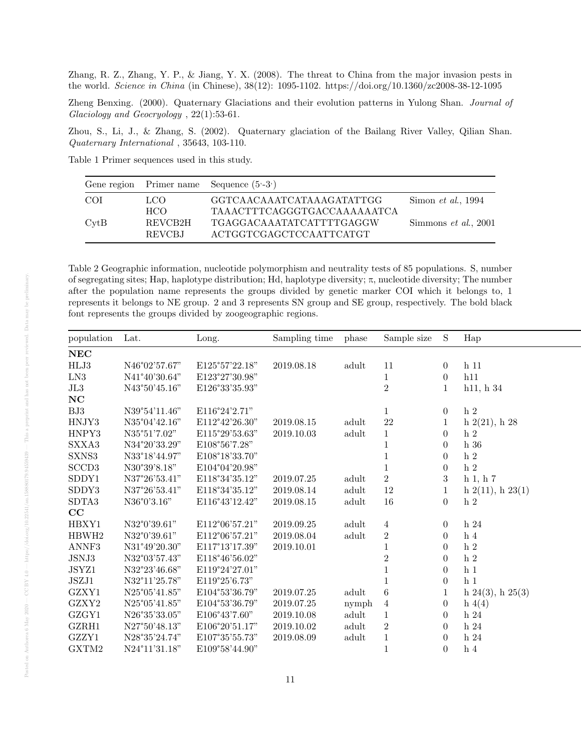Zhang, R. Z., Zhang, Y. P., & Jiang, Y. X. (2008). The threat to China from the major invasion pests in the world. *Science in China* (in Chinese), 38(12): 1095-1102. https://doi.org/10.1360/zc2008-38-12-1095

Zheng Benxing. (2000). Quaternary Glaciations and their evolution patterns in Yulong Shan. *Journal of Glaciology and Geocryology* , 22(1):53-61.

Zhou, S., Li, J., & Zhang, S. (2002). Quaternary glaciation of the Bailang River Valley, Qilian Shan. *Quaternary International* , 35643, 103-110.

Table 1 Primer sequences used in this study.

| Gene region | Primer name | Sequence (5'-3') | |
|---|---|---|---|
| COI | LCO | GGTCAACAAATCATAAAGATATTGG | Simon *et al.*, 1994 |
| | HCO | TAAACTTTCAGGGTGACCAAAAAATCA | |
| CytB | REVCB2H | TGAGGACAAATATCATTTTGAGGW | Simmons *et al.*, 2001 |
| | REVCBJ | ACTGGTCGAGCTCCAATTCATGT | |

Table 2 Geographic information, nucleotide polymorphism and neutrality tests of 85 populations. S, number of segregating sites; Hap, haplotype distribution; Hd, haplotype diversity; π, nucleotide diversity; The number after the population name represents the groups divided by genetic marker COI which it belongs to, 1 represents it belongs to NE group. 2 and 3 represents SN group and SE group, respectively. The bold black font represents the groups divided by zoogeographic regions.

| population | Lat. | Long. | Sampling time | phase | Sample size | S | Hap |
|---|---|---|---|---|---|---|---|
| **NEC** | | | | | | | |
| HLJ3 | N46°02'57.67" | E125°57'22.18" | 2019.08.18 | adult | 11 | 0 | h 11 |
| LN3 | N41°40'30.64" | E123°27'30.98" | | | 1 | 0 | h11 |
| JL3 | N43°50'45.16" | E126°33'35.93" | | | 2 | 1 | h11, h 34 |
| **NC** | | | | | | | |
| BJ3 | N39°54'11.46" | E116°24'2.71" | | | 1 | 0 | h 2 |
| HNJY3 | N35°04'42.16" | E112°42'26.30" | 2019.08.15 | adult | 22 | 1 | h 2(21), h 28 |
| HNPY3 | N35°51'7.02" | E115°29'53.63" | 2019.10.03 | adult | 1 | 0 | h 2 |
| SXXA3 | N34°20'33.29" | E108°56'7.28" | | | 1 | 0 | h 36 |
| SXNS3 | N33°18'44.97" | E108°18'33.70" | | | 1 | 0 | h 2 |
| SCCD3 | N30°39'8.18" | E104°04'20.98" | | | 1 | 0 | h 2 |
| SDDY1 | N37°26'53.41" | E118°34'35.12" | 2019.07.25 | adult | 2 | 3 | h 1, h 7 |
| SDDY3 | N37°26'53.41" | E118°34'35.12" | 2019.08.14 | adult | 12 | 1 | h 2(11), h 23(1) |
| SDTA3 | N36°0'3.16" | E116°43'12.42" | 2019.08.15 | adult | 16 | 0 | h 2 |
| **CC** | | | | | | | |
| HBXY1 | N32°0'39.61" | E112°06'57.21" | 2019.09.25 | adult | 4 | 0 | h 24 |
| HBWH2 | N32°0'39.61" | E112°06'57.21" | 2019.08.04 | adult | 2 | 0 | h 4 |
| ANNF3 | N31°49'20.30" | E117°13'17.39" | 2019.10.01 | | 1 | 0 | h 2 |
| JSNJ3 | N32°03'57.43" | E118°46'56.02" | | | 2 | 0 | h 2 |
| JSYZ1 | N32°23'46.68" | E119°24'27.01" | | | 1 | 0 | h 1 |
| JSZJ1 | N32°11'25.78" | E119°25'6.73" | | | 1 | 0 | h 1 |
| GZXY1 | N25°05'41.85" | E104°53'36.79" | 2019.07.25 | adult | 6 | 1 | h 24(3), h 25(3) |
| GZXY2 | N25°05'41.85" | E104°53'36.79" | 2019.07.25 | nymph | 4 | 0 | h 4(4) |
| GZGY1 | N26°35'33.05" | E106°43'7.60" | 2019.10.08 | adult | 1 | 0 | h 24 |
| GZRH1 | N27°50'48.13" | E106°20'51.17" | 2019.10.02 | adult | 2 | 0 | h 24 |
| GZZY1 | N28°35'24.74" | E107°35'55.73" | 2019.08.09 | adult | 1 | 0 | h 24 |
| GXTM2 | N24°11'31.18" | E109°58'44.90" | | | 1 | 0 | h 4 |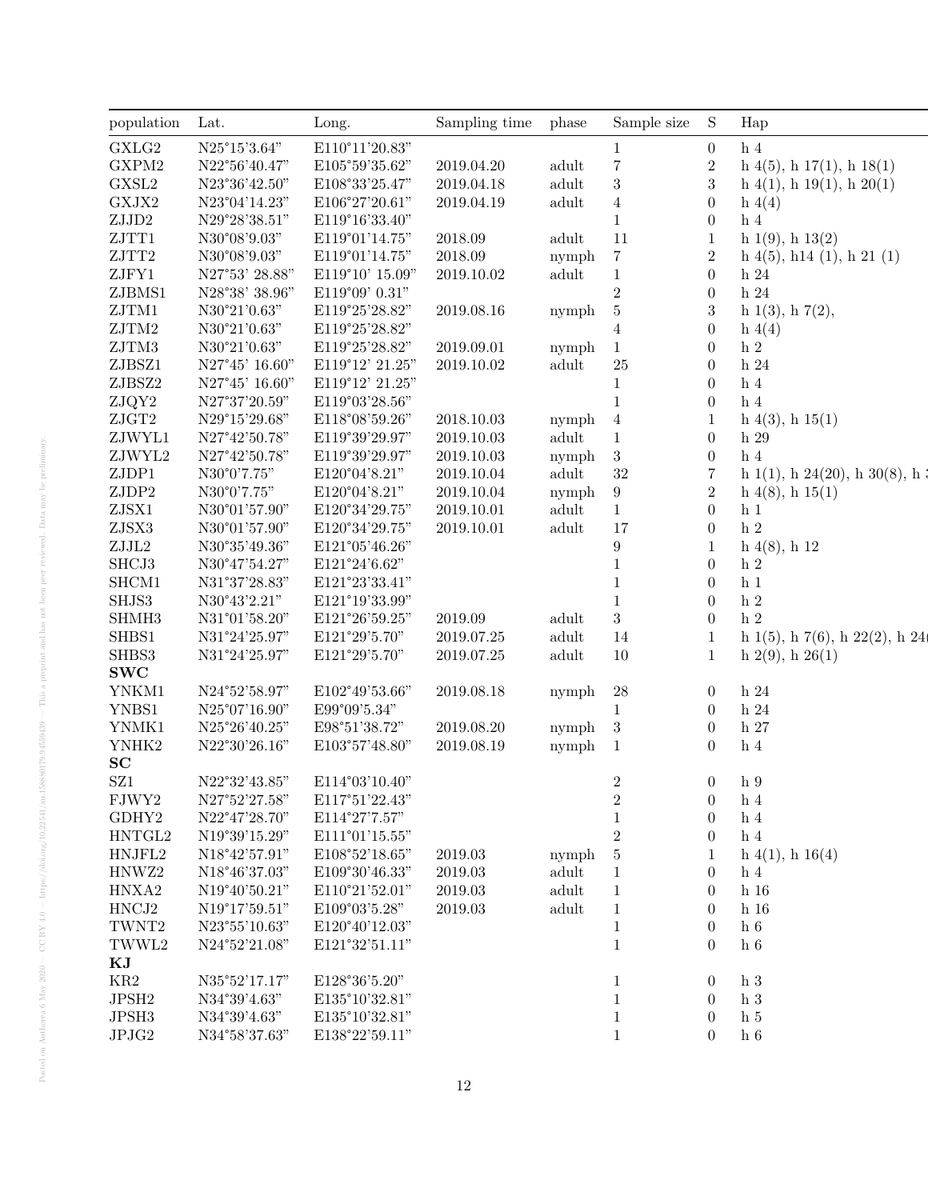| population | Lat. | Long. | Sampling time | phase | Sample size | S | Hap |
|---|---|---|---|---|---|---|---|
| GXLG2 | N25°15'3.64" | E110°11'20.83" | | | 1 | 0 | h 4 |
| GXPM2 | N22°56'40.47" | E105°59'35.62" | 2019.04.20 | adult | 7 | 2 | h 4(5), h 17(1), h 18(1) |
| GXSL2 | N23°36'42.50" | E108°33'25.47" | 2019.04.18 | adult | 3 | 3 | h 4(1), h 19(1), h 20(1) |
| GXJX2 | N23°04'14.23" | E106°27'20.61" | 2019.04.19 | adult | 4 | 0 | h 4(4) |
| ZJJD2 | N29°28'38.51" | E119°16'33.40" | | | 1 | 0 | h 4 |
| ZJTT1 | N30°08'9.03" | E119°01'14.75" | 2018.09 | adult | 11 | 1 | h 1(9), h 13(2) |
| ZJTT2 | N30°08'9.03" | E119°01'14.75" | 2018.09 | nymph | 7 | 2 | h 4(5), h14 (1), h 21 (1) |
| ZJFY1 | N27°53' 28.88" | E119°10' 15.09" | 2019.10.02 | adult | 1 | 0 | h 24 |
| ZJBMS1 | N28°38' 38.96" | E119°09' 0.31" | | | 2 | 0 | h 24 |
| ZJTM1 | N30°21'0.63" | E119°25'28.82" | 2019.08.16 | nymph | 5 | 3 | h 1(3), h 7(2), |
| ZJTM2 | N30°21'0.63" | E119°25'28.82" | | | 4 | 0 | h 4(4) |
| ZJTM3 | N30°21'0.63" | E119°25'28.82" | 2019.09.01 | nymph | 1 | 0 | h 2 |
| ZJBSZ1 | N27°45' 16.60" | E119°12' 21.25" | 2019.10.02 | adult | 25 | 0 | h 24 |
| ZJBSZ2 | N27°45' 16.60" | E119°12' 21.25" | | | 1 | 0 | h 4 |
| ZJQY2 | N27°37'20.59" | E119°03'28.56" | | | 1 | 0 | h 4 |
| ZJGT2 | N29°15'29.68" | E118°08'59.26" | 2018.10.03 | nymph | 4 | 1 | h 4(3), h 15(1) |
| ZJWYL1 | N27°42'50.78" | E119°39'29.97" | 2019.10.03 | adult | 1 | 0 | h 29 |
| ZJWYL2 | N27°42'50.78" | E119°39'29.97" | 2019.10.03 | nymph | 3 | 0 | h 4 |
| ZJDP1 | N30°0'7.75" | E120°04'8.21" | 2019.10.04 | adult | 32 | 7 | h 1(1), h 24(20), h 30(8), h : |
| ZJDP2 | N30°0'7.75" | E120°04'8.21" | 2019.10.04 | nymph | 9 | 2 | h 4(8), h 15(1) |
| ZJSX1 | N30°01'57.90" | E120°34'29.75" | 2019.10.01 | adult | 1 | 0 | h 1 |
| ZJSX3 | N30°01'57.90" | E120°34'29.75" | 2019.10.01 | adult | 17 | 0 | h 2 |
| ZJJL2 | N30°35'49.36" | E121°05'46.26" | | | 9 | 1 | h 4(8), h 12 |
| SHCJ3 | N30°47'54.27" | E121°24'6.62" | | | 1 | 0 | h 2 |
| SHCM1 | N31°37'28.83" | E121°23'33.41" | | | 1 | 0 | h 1 |
| SHJS3 | N30°43'2.21" | E121°19'33.99" | | | 1 | 0 | h 2 |
| SHMH3 | N31°01'58.20" | E121°26'59.25" | 2019.09 | adult | 3 | 0 | h 2 |
| SHBS1 | N31°24'25.97" | E121°29'5.70" | 2019.07.25 | adult | 14 | 1 | h 1(5), h 7(6), h 22(2), h 24( |
| SHBS3 | N31°24'25.97" | E121°29'5.70" | 2019.07.25 | adult | 10 | 1 | h 2(9), h 26(1) |
| **SWC** | | | | | | | |
| YNKM1 | N24°52'58.97" | E102°49'53.66" | 2019.08.18 | nymph | 28 | 0 | h 24 |
| YNBS1 | N25°07'16.90" | E99°09'5.34" | | | 1 | 0 | h 24 |
| YNMK1 | N25°26'40.25" | E98°51'38.72" | 2019.08.20 | nymph | 3 | 0 | h 27 |
| YNHK2 | N22°30'26.16" | E103°57'48.80" | 2019.08.19 | nymph | 1 | 0 | h 4 |
| **SC** | | | | | | | |
| SZ1 | N22°32'43.85" | E114°03'10.40" | | | 2 | 0 | h 9 |
| FJWY2 | N27°52'27.58" | E117°51'22.43" | | | 2 | 0 | h 4 |
| GDHY2 | N22°47'28.70" | E114°27'7.57" | | | 1 | 0 | h 4 |
| HNTGL2 | N19°39'15.29" | E111°01'15.55" | | | 2 | 0 | h 4 |
| HNJFL2 | N18°42'57.91" | E108°52'18.65" | 2019.03 | nymph | 5 | 1 | h 4(1), h 16(4) |
| HNWZ2 | N18°46'37.03" | E109°30'46.33" | 2019.03 | adult | 1 | 0 | h 4 |
| HNXA2 | N19°40'50.21" | E110°21'52.01" | 2019.03 | adult | 1 | 0 | h 16 |
| HNCJ2 | N19°17'59.51" | E109°03'5.28" | 2019.03 | adult | 1 | 0 | h 16 |
| TWNT2 | N23°55'10.63" | E120°40'12.03" | | | 1 | 0 | h 6 |
| TWWL2 | N24°52'21.08" | E121°32'51.11" | | | 1 | 0 | h 6 |
| **KJ** | | | | | | | |
| KR2 | N35°52'17.17" | E128°36'5.20" | | | 1 | 0 | h 3 |
| JPSH2 | N34°39'4.63" | E135°10'32.81" | | | 1 | 0 | h 3 |
| JPSH3 | N34°39'4.63" | E135°10'32.81" | | | 1 | 0 | h 5 |
| JPJG2 | N34°58'37.63" | E138°22'59.11" | | | 1 | 0 | h 6 |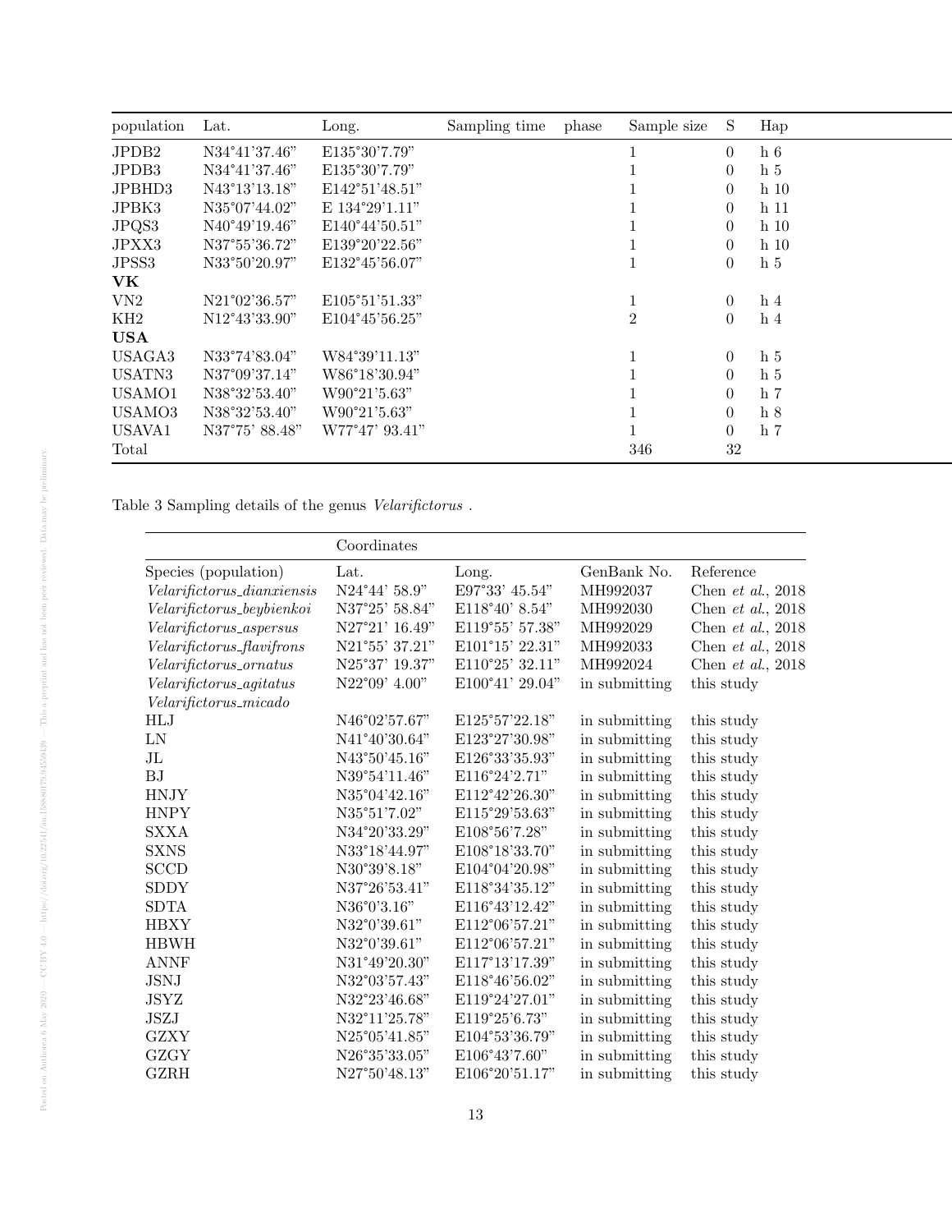| population | Lat. | Long. | Sampling time | phase | Sample size | S | Hap |
|---|---|---|---|---|---|---|---|
| JPDB2 | N34°41'37.46" | E135°30'7.79" | | | 1 | 0 | h 6 |
| JPDB3 | N34°41'37.46" | E135°30'7.79" | | | 1 | 0 | h 5 |
| JPBHD3 | N43°13'13.18" | E142°51'48.51" | | | 1 | 0 | h 10 |
| JPBK3 | N35°07'44.02" | E 134°29'1.11" | | | 1 | 0 | h 11 |
| JPQS3 | N40°49'19.46" | E140°44'50.51" | | | 1 | 0 | h 10 |
| JPXX3 | N37°55'36.72" | E139°20'22.56" | | | 1 | 0 | h 10 |
| JPSS3 | N33°50'20.97" | E132°45'56.07" | | | 1 | 0 | h 5 |
| **VK** | | | | | | | |
| VN2 | N21°02'36.57" | E105°51'51.33" | | | 1 | 0 | h 4 |
| KH2 | N12°43'33.90" | E104°45'56.25" | | | 2 | 0 | h 4 |
| **USA** | | | | | | | |
| USAGA3 | N33°74'83.04" | W84°39'11.13" | | | 1 | 0 | h 5 |
| USATN3 | N37°09'37.14" | W86°18'30.94" | | | 1 | 0 | h 5 |
| USAMO1 | N38°32'53.40" | W90°21'5.63" | | | 1 | 0 | h 7 |
| USAMO3 | N38°32'53.40" | W90°21'5.63" | | | 1 | 0 | h 8 |
| USAVA1 | N37°75' 88.48" | W77°47' 93.41" | | | 1 | 0 | h 7 |
| Total | | | | | 346 | 32 | |

Table 3 Sampling details of the genus *Velarifictorus* .

| | Coordinates | | | |
|---|---|---|---|---|
| Species (population) | Lat. | Long. | GenBank No. | Reference |
| *Velarifictorus_dianxiensis* | N24°44' 58.9" | E97°33' 45.54" | MH992037 | Chen *et al.*, 2018 |
| *Velarifictorus_beybienkoi* | N37°25' 58.84" | E118°40' 8.54" | MH992030 | Chen *et al.*, 2018 |
| *Velarifictorus_aspersus* | N27°21' 16.49" | E119°55' 57.38" | MH992029 | Chen *et al.*, 2018 |
| *Velarifictorus_flavifrons* | N21°55' 37.21" | E101°15' 22.31" | MH992033 | Chen *et al.*, 2018 |
| *Velarifictorus_ornatus* | N25°37' 19.37" | E110°25' 32.11" | MH992024 | Chen *et al.*, 2018 |
| *Velarifictorus_agitatus* | N22°09' 4.00" | E100°41' 29.04" | in submitting | this study |
| *Velarifictorus_micado* | | | | |
| HLJ | N46°02'57.67" | E125°57'22.18" | in submitting | this study |
| LN | N41°40'30.64" | E123°27'30.98" | in submitting | this study |
| JL | N43°50'45.16" | E126°33'35.93" | in submitting | this study |
| BJ | N39°54'11.46" | E116°24'2.71" | in submitting | this study |
| HNJY | N35°04'42.16" | E112°42'26.30" | in submitting | this study |
| HNPY | N35°51'7.02" | E115°29'53.63" | in submitting | this study |
| SXXA | N34°20'33.29" | E108°56'7.28" | in submitting | this study |
| SXNS | N33°18'44.97" | E108°18'33.70" | in submitting | this study |
| SCCD | N30°39'8.18" | E104°04'20.98" | in submitting | this study |
| SDDY | N37°26'53.41" | E118°34'35.12" | in submitting | this study |
| SDTA | N36°0'3.16" | E116°43'12.42" | in submitting | this study |
| HBXY | N32°0'39.61" | E112°06'57.21" | in submitting | this study |
| HBWH | N32°0'39.61" | E112°06'57.21" | in submitting | this study |
| ANNF | N31°49'20.30" | E117°13'17.39" | in submitting | this study |
| JSNJ | N32°03'57.43" | E118°46'56.02" | in submitting | this study |
| JSYZ | N32°23'46.68" | E119°24'27.01" | in submitting | this study |
| JSZJ | N32°11'25.78" | E119°25'6.73" | in submitting | this study |
| GZXY | N25°05'41.85" | E104°53'36.79" | in submitting | this study |
| GZGY | N26°35'33.05" | E106°43'7.60" | in submitting | this study |
| GZRH | N27°50'48.13" | E106°20'51.17" | in submitting | this study |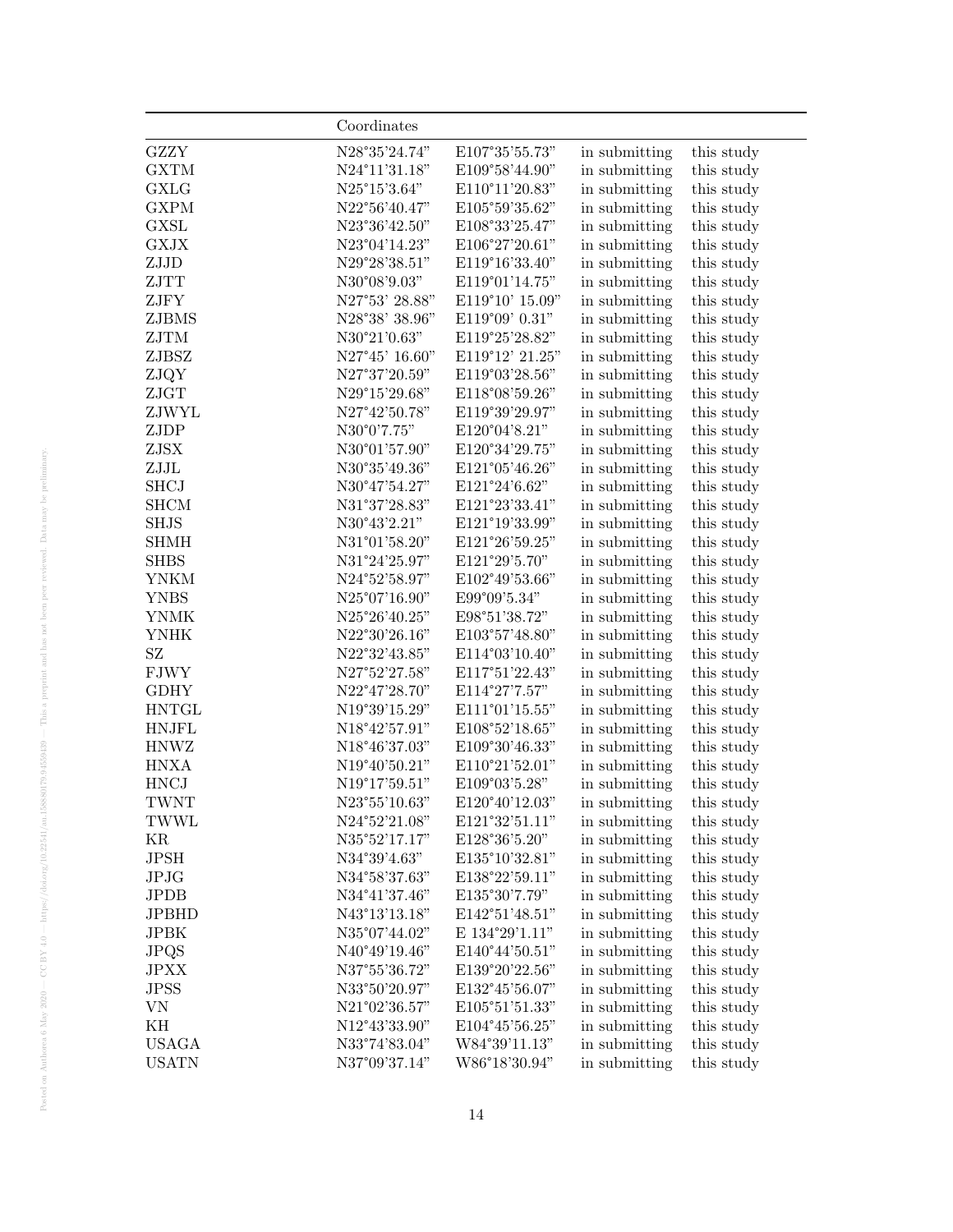| | Coordinates | | | |
|---|---|---|---|---|
| GZZY | N28°35'24.74" | E107°35'55.73" | in submitting | this study |
| GXTM | N24°11'31.18" | E109°58'44.90" | in submitting | this study |
| GXLG | N25°15'3.64" | E110°11'20.83" | in submitting | this study |
| GXPM | N22°56'40.47" | E105°59'35.62" | in submitting | this study |
| GXSL | N23°36'42.50" | E108°33'25.47" | in submitting | this study |
| GXJX | N23°04'14.23" | E106°27'20.61" | in submitting | this study |
| ZJJD | N29°28'38.51" | E119°16'33.40" | in submitting | this study |
| ZJTT | N30°08'9.03" | E119°01'14.75" | in submitting | this study |
| ZJFY | N27°53' 28.88" | E119°10' 15.09" | in submitting | this study |
| ZJBMS | N28°38' 38.96" | E119°09' 0.31" | in submitting | this study |
| ZJTM | N30°21'0.63" | E119°25'28.82" | in submitting | this study |
| ZJBSZ | N27°45' 16.60" | E119°12' 21.25" | in submitting | this study |
| ZJQY | N27°37'20.59" | E119°03'28.56" | in submitting | this study |
| ZJGT | N29°15'29.68" | E118°08'59.26" | in submitting | this study |
| ZJWYL | N27°42'50.78" | E119°39'29.97" | in submitting | this study |
| ZJDP | N30°0'7.75" | E120°04'8.21" | in submitting | this study |
| ZJSX | N30°01'57.90" | E120°34'29.75" | in submitting | this study |
| ZJJL | N30°35'49.36" | E121°05'46.26" | in submitting | this study |
| SHCJ | N30°47'54.27" | E121°24'6.62" | in submitting | this study |
| SHCM | N31°37'28.83" | E121°23'33.41" | in submitting | this study |
| SHJS | N30°43'2.21" | E121°19'33.99" | in submitting | this study |
| SHMH | N31°01'58.20" | E121°26'59.25" | in submitting | this study |
| SHBS | N31°24'25.97" | E121°29'5.70" | in submitting | this study |
| YNKM | N24°52'58.97" | E102°49'53.66" | in submitting | this study |
| YNBS | N25°07'16.90" | E99°09'5.34" | in submitting | this study |
| YNMK | N25°26'40.25" | E98°51'38.72" | in submitting | this study |
| YNHK | N22°30'26.16" | E103°57'48.80" | in submitting | this study |
| SZ | N22°32'43.85" | E114°03'10.40" | in submitting | this study |
| FJWY | N27°52'27.58" | E117°51'22.43" | in submitting | this study |
| GDHY | N22°47'28.70" | E114°27'7.57" | in submitting | this study |
| HNTGL | N19°39'15.29" | E111°01'15.55" | in submitting | this study |
| HNJFL | N18°42'57.91" | E108°52'18.65" | in submitting | this study |
| HNWZ | N18°46'37.03" | E109°30'46.33" | in submitting | this study |
| HNXA | N19°40'50.21" | E110°21'52.01" | in submitting | this study |
| HNCJ | N19°17'59.51" | E109°03'5.28" | in submitting | this study |
| TWNT | N23°55'10.63" | E120°40'12.03" | in submitting | this study |
| TWWL | N24°52'21.08" | E121°32'51.11" | in submitting | this study |
| KR | N35°52'17.17" | E128°36'5.20" | in submitting | this study |
| JPSH | N34°39'4.63" | E135°10'32.81" | in submitting | this study |
| JPJG | N34°58'37.63" | E138°22'59.11" | in submitting | this study |
| JPDB | N34°41'37.46" | E135°30'7.79" | in submitting | this study |
| JPBHD | N43°13'13.18" | E142°51'48.51" | in submitting | this study |
| JPBK | N35°07'44.02" | E 134°29'1.11" | in submitting | this study |
| JPQS | N40°49'19.46" | E140°44'50.51" | in submitting | this study |
| JPXX | N37°55'36.72" | E139°20'22.56" | in submitting | this study |
| JPSS | N33°50'20.97" | E132°45'56.07" | in submitting | this study |
| VN | N21°02'36.57" | E105°51'51.33" | in submitting | this study |
| KH | N12°43'33.90" | E104°45'56.25" | in submitting | this study |
| USAGA | N33°74'83.04" | W84°39'11.13" | in submitting | this study |
| USATN | N37°09'37.14" | W86°18'30.94" | in submitting | this study |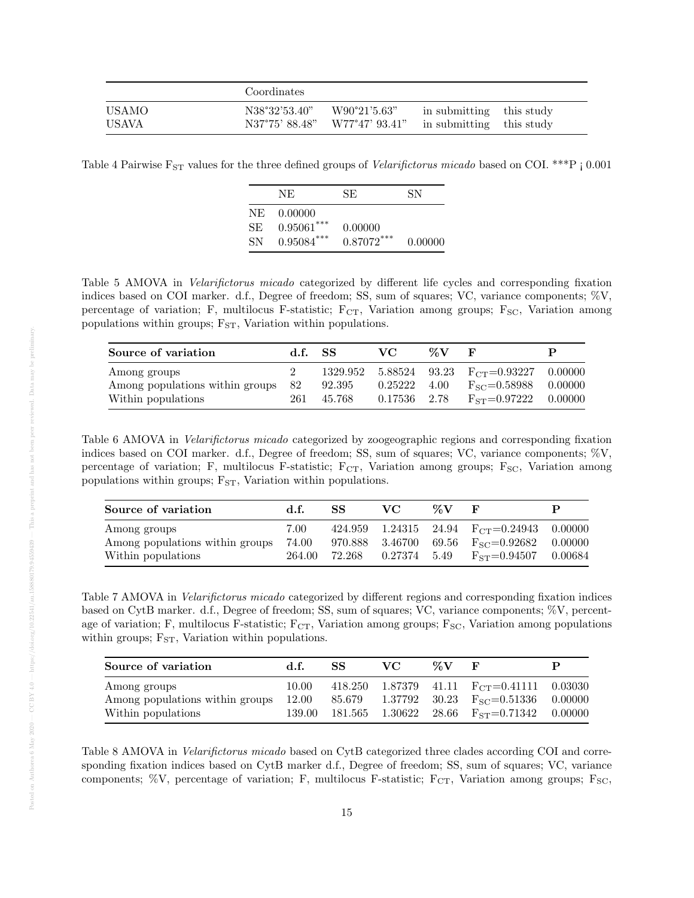| | Coordinates | | | |
|---|---|---|---|---|
| USAMO | N38°32'53.40" | W90°21'5.63" | in submitting | this study |
| USAVA | N37°75' 88.48" | W77°47' 93.41" | in submitting | this study |

Table 4 Pairwise $F_{ST}$ values for the three defined groups of *Velarifictorus micado* based on COI. ***P ¡ 0.001

| | NE | SE | SN |
|---|---|---|---|
| NE | 0.00000 | | |
| SE | 0.95061*** | 0.00000 | |
| SN | 0.95084*** | 0.87072*** | 0.00000 |

Table 5 AMOVA in *Velarifictorus micado* categorized by different life cycles and corresponding fixation indices based on COI marker. d.f., Degree of freedom; SS, sum of squares; VC, variance components; %V, percentage of variation; F, multilocus F-statistic; $F_{CT}$, Variation among groups; $F_{SC}$, Variation among populations within groups; $F_{ST}$, Variation within populations.

| **Source of variation** | **d.f.** | **SS** | **VC** | **%V** | **F** | **P** |
|---|---|---|---|---|---|---|
| Among groups | 2 | 1329.952 | 5.88524 | 93.23 | $F_{CT}$=0.93227 | 0.00000 |
| Among populations within groups | 82 | 92.395 | 0.25222 | 4.00 | $F_{SC}$=0.58988 | 0.00000 |
| Within populations | 261 | 45.768 | 0.17536 | 2.78 | $F_{ST}$=0.97222 | 0.00000 |

Table 6 AMOVA in *Velarifictorus micado* categorized by zoogeographic regions and corresponding fixation indices based on COI marker. d.f., Degree of freedom; SS, sum of squares; VC, variance components; %V, percentage of variation; F, multilocus F-statistic; $F_{CT}$, Variation among groups; $F_{SC}$, Variation among populations within groups; $F_{ST}$, Variation within populations.

| **Source of variation** | **d.f.** | **SS** | **VC** | **%V** | **F** | **P** |
|---|---|---|---|---|---|---|
| Among groups | 7.00 | 424.959 | 1.24315 | 24.94 | $F_{CT}$=0.24943 | 0.00000 |
| Among populations within groups | 74.00 | 970.888 | 3.46700 | 69.56 | $F_{SC}$=0.92682 | 0.00000 |
| Within populations | 264.00 | 72.268 | 0.27374 | 5.49 | $F_{ST}$=0.94507 | 0.00684 |

Table 7 AMOVA in *Velarifictorus micado* categorized by different regions and corresponding fixation indices based on CytB marker. d.f., Degree of freedom; SS, sum of squares; VC, variance components; %V, percentage of variation; F, multilocus F-statistic; $F_{CT}$, Variation among groups; $F_{SC}$, Variation among populations within groups; $F_{ST}$, Variation within populations.

| **Source of variation** | **d.f.** | **SS** | **VC** | **%V** | **F** | **P** |
|---|---|---|---|---|---|---|
| Among groups | 10.00 | 418.250 | 1.87379 | 41.11 | $F_{CT}$=0.41111 | 0.03030 |
| Among populations within groups | 12.00 | 85.679 | 1.37792 | 30.23 | $F_{SC}$=0.51336 | 0.00000 |
| Within populations | 139.00 | 181.565 | 1.30622 | 28.66 | $F_{ST}$=0.71342 | 0.00000 |

Table 8 AMOVA in *Velarifictorus micado* based on CytB categorized three clades according COI and corresponding fixation indices based on CytB marker d.f., Degree of freedom; SS, sum of squares; VC, variance components; %V, percentage of variation; F, multilocus F-statistic; $F_{CT}$, Variation among groups; $F_{SC}$,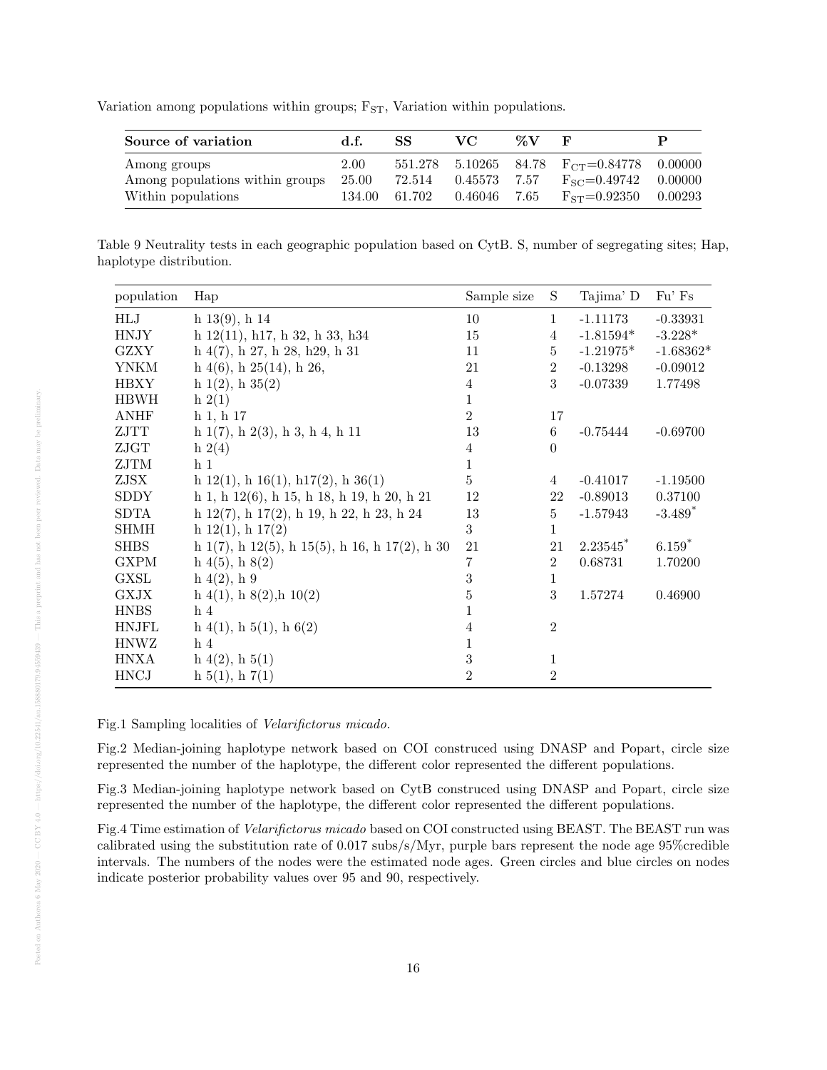Variation among populations within groups; $F_{ST}$, Variation within populations.

| **Source of variation** | **d.f.** | **SS** | **VC** | **%V** | **F** | **P** |
|---|---|---|---|---|---|---|
| Among groups | 2.00 | 551.278 | 5.10265 | 84.78 | $F_{CT}$=0.84778 | 0.00000 |
| Among populations within groups | 25.00 | 72.514 | 0.45573 | 7.57 | $F_{SC}$=0.49742 | 0.00000 |
| Within populations | 134.00 | 61.702 | 0.46046 | 7.65 | $F_{ST}$=0.92350 | 0.00293 |

Table 9 Neutrality tests in each geographic population based on CytB. S, number of segregating sites; Hap, haplotype distribution.

| population | Hap | Sample size | S | Tajima' D | Fu' Fs |
|---|---|---|---|---|---|
| HLJ | h 13(9), h 14 | 10 | 1 | -1.11173 | -0.33931 |
| HNJY | h 12(11), h17, h 32, h 33, h34 | 15 | 4 | -1.81594* | -3.228* |
| GZXY | h 4(7), h 27, h 28, h29, h 31 | 11 | 5 | -1.21975* | -1.68362* |
| YNKM | h 4(6), h 25(14), h 26, | 21 | 2 | -0.13298 | -0.09012 |
| HBXY | h 1(2), h 35(2) | 4 | 3 | -0.07339 | 1.77498 |
| HBWH | h 2(1) | 1 | | | |
| ANHF | h 1, h 17 | 2 | 17 | | |
| ZJTT | h 1(7), h 2(3), h 3, h 4, h 11 | 13 | 6 | -0.75444 | -0.69700 |
| ZJGT | h 2(4) | 4 | 0 | | |
| ZJTM | h 1 | 1 | | | |
| ZJSX | h 12(1), h 16(1), h17(2), h 36(1) | 5 | 4 | -0.41017 | -1.19500 |
| SDDY | h 1, h 12(6), h 15, h 18, h 19, h 20, h 21 | 12 | 22 | -0.89013 | 0.37100 |
| SDTA | h 12(7), h 17(2), h 19, h 22, h 23, h 24 | 13 | 5 | -1.57943 | -3.489* |
| SHMH | h 12(1), h 17(2) | 3 | 1 | | |
| SHBS | h 1(7), h 12(5), h 15(5), h 16, h 17(2), h 30 | 21 | 21 | 2.23545* | 6.159* |
| GXPM | h 4(5), h 8(2) | 7 | 2 | 0.68731 | 1.70200 |
| GXSL | h 4(2), h 9 | 3 | 1 | | |
| GXJX | h 4(1), h 8(2),h 10(2) | 5 | 3 | 1.57274 | 0.46900 |
| HNBS | h 4 | 1 | | | |
| HNJFL | h 4(1), h 5(1), h 6(2) | 4 | 2 | | |
| HNWZ | h 4 | 1 | | | |
| HNXA | h 4(2), h 5(1) | 3 | 1 | | |
| HNCJ | h 5(1), h 7(1) | 2 | 2 | | |

Fig.1 Sampling localities of *Velarifictorus micado*.

Fig.2 Median-joining haplotype network based on COI construced using DNASP and Popart, circle size represented the number of the haplotype, the different color represented the different populations.

Fig.3 Median-joining haplotype network based on CytB construced using DNASP and Popart, circle size represented the number of the haplotype, the different color represented the different populations.

Fig.4 Time estimation of *Velarifictorus micado* based on COI constructed using BEAST. The BEAST run was calibrated using the substitution rate of 0.017 subs/s/Myr, purple bars represent the node age 95%credible intervals. The numbers of the nodes were the estimated node ages. Green circles and blue circles on nodes indicate posterior probability values over 95 and 90, respectively.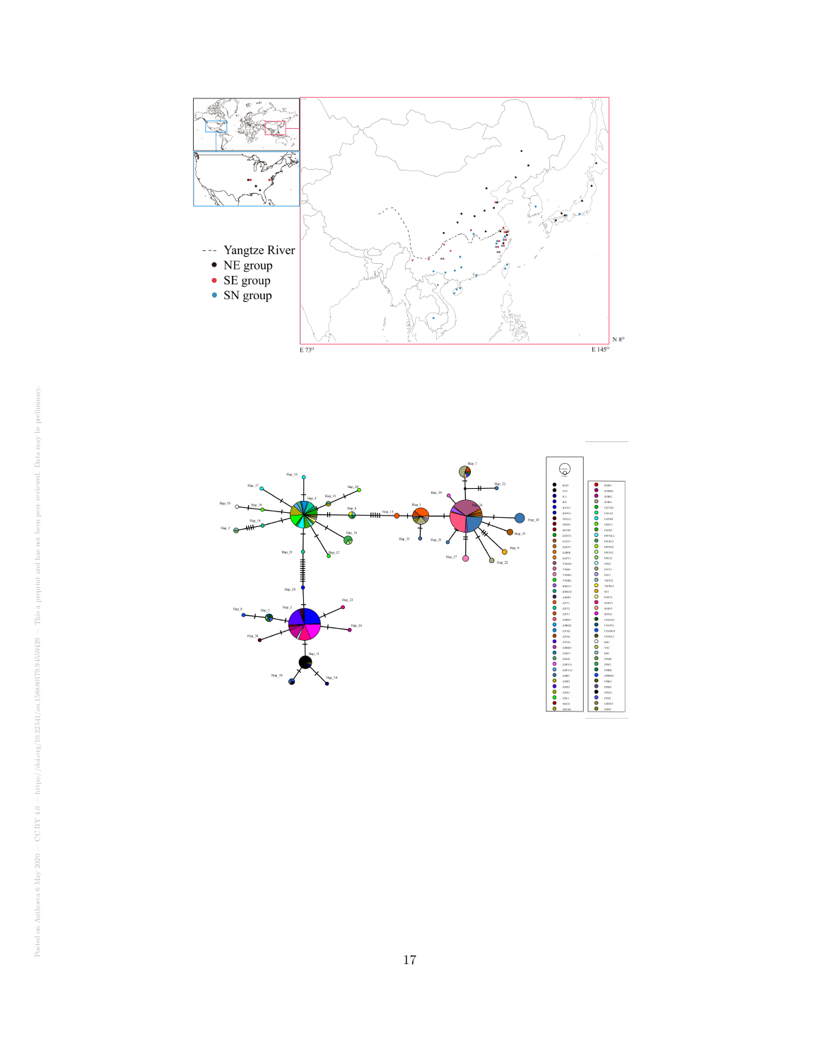--- Yangtze River
● NE group
● SE group
● SN group

E 73°

E 145°

N 8°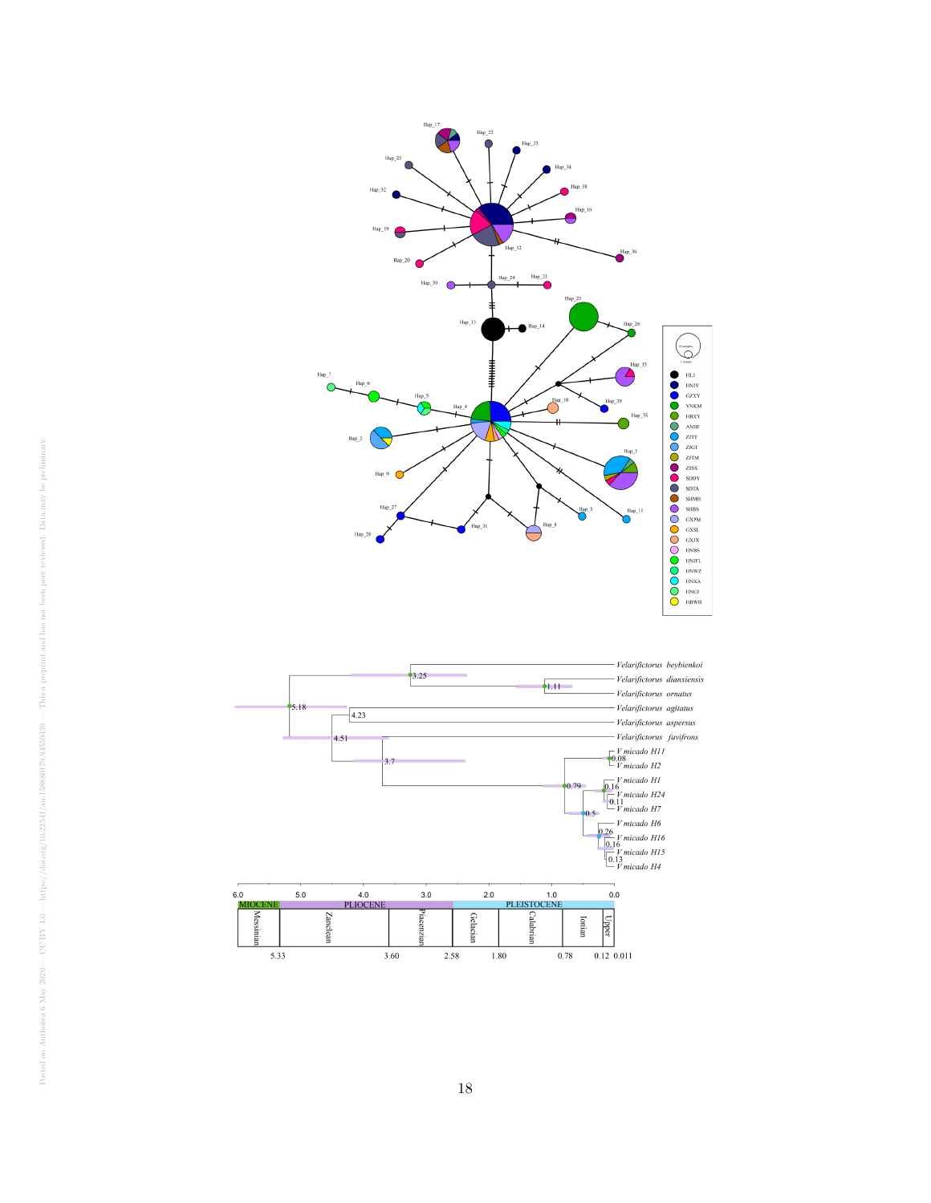Hap_17

Hap_22

Hap_33

Hap_23

Hap_34

Hap_32

Hap_18

Hap_16

Hap_19

Hap_36

Hap_20

Hap_12

Hap_30

Hap_24

Hap_21

Hap_25

Hap_13

Hap_14

Hap_26

Hap_15

Hap_7

Hap_6

Hap_5

Hap_4

Hap_10

Hap_29

Hap_35

Hap_2

Hap_1

Hap_9

Hap_27

Hap_3

Hap_11

Hap_28

Hap_31

Hap_8

10 samples

1 sample

HLJ

HNJY

GZXY

YNKM

HBXY

ANHF

ZJTT

ZJGT

ZJTM

ZJSX

SDDY

SDTA

SHMH

SHBS

GXPM

GXSL

GXJX

HNBS

HNJFL

HNWZ

HNXA

HNCJ

HBWH

*Velarifictorus beybienkoi*

*Velarifictorus dianxiensis*

*Velarifictorus ornatus*

*Velarifictorus agitatus*

*Velarifictorus aspersus*

*Velarifictorus favifrons*

*V micado H11*

*V micado H2*

*V micado H1*

*V micado H24*

*V micado H7*

*V micado H6*

*V micado H16*

*V micado H15*

*V micado H4*

3.25

1.11

5.18

4.23

4.51

3.7

0.08

0.79

0.16

0.11

0.5

0.26

0.16

0.13

6.0 5.0 4.0 3.0 2.0 1.0 0.0

MIOCENE PLIOCENE PLEISTOCENE

Messinian Zanclean Piacenzian Gelasian Calabrian Ionian Upper

5.33 3.60 2.58 1.80 0.78 0.12 0.011